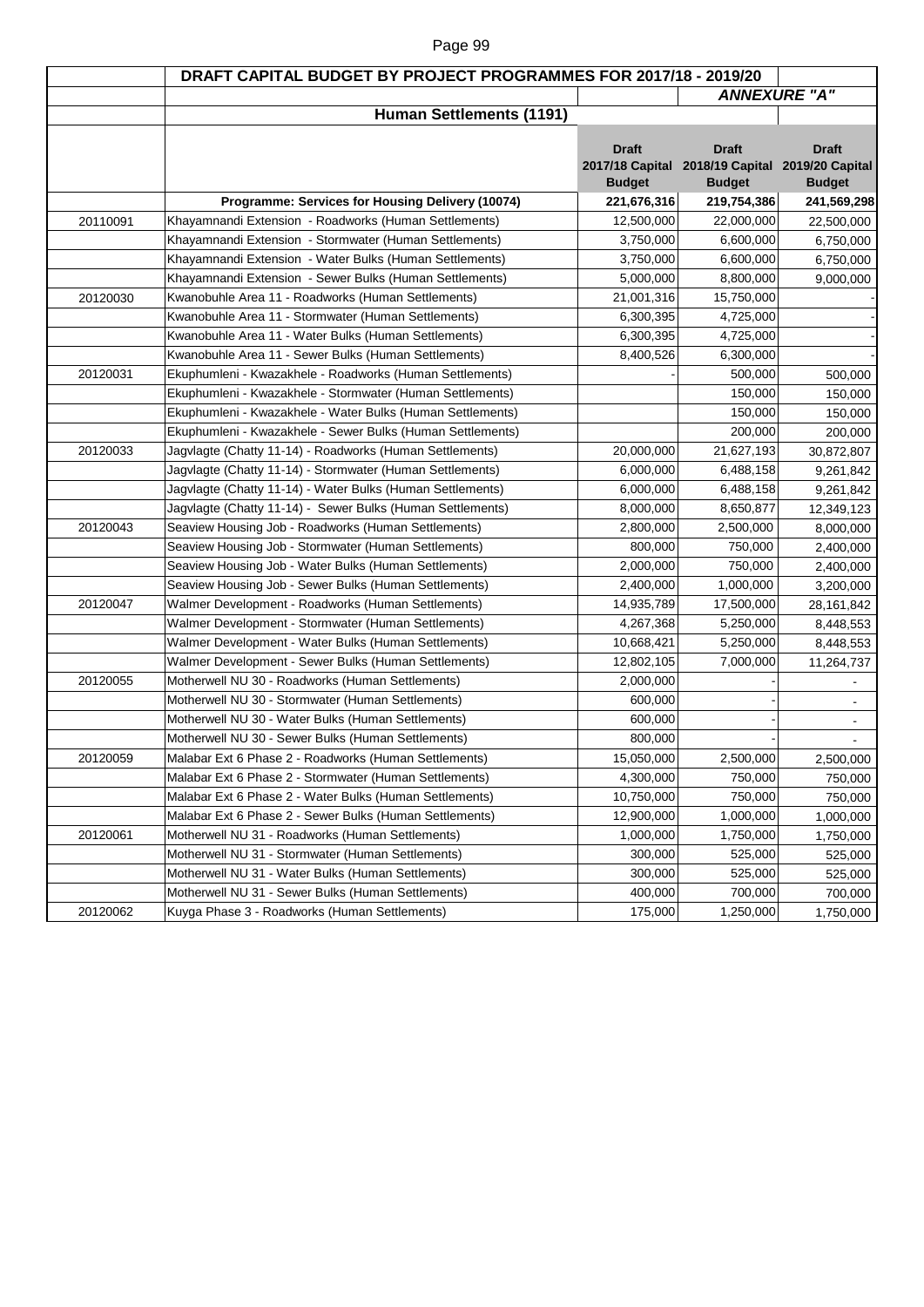| | DRAFT CAPITAL BUDGET BY PROJECT PROGRAMMES FOR 2017/18 - 2019/20 | | | |
|---|---|---|---|---|
| | | | ***ANNEXURE "A"*** | |
| | **Human Settlements (1191)** | | | |
| | | **Draft 2017/18 Capital Budget** | **Draft 2018/19 Capital Budget** | **Draft 2019/20 Capital Budget** |
| | **Programme: Services for Housing Delivery (10074)** | **221,676,316** | **219,754,386** | **241,569,298** |
| 20110091 | Khayamnandi Extension - Roadworks (Human Settlements) | 12,500,000 | 22,000,000 | 22,500,000 |
| | Khayamnandi Extension - Stormwater (Human Settlements) | 3,750,000 | 6,600,000 | 6,750,000 |
| | Khayamnandi Extension - Water Bulks (Human Settlements) | 3,750,000 | 6,600,000 | 6,750,000 |
| | Khayamnandi Extension - Sewer Bulks (Human Settlements) | 5,000,000 | 8,800,000 | 9,000,000 |
| 20120030 | Kwanobuhle Area 11 - Roadworks (Human Settlements) | 21,001,316 | 15,750,000 | - |
| | Kwanobuhle Area 11 - Stormwater (Human Settlements) | 6,300,395 | 4,725,000 | - |
| | Kwanobuhle Area 11 - Water Bulks (Human Settlements) | 6,300,395 | 4,725,000 | - |
| | Kwanobuhle Area 11 - Sewer Bulks (Human Settlements) | 8,400,526 | 6,300,000 | - |
| 20120031 | Ekuphumleni - Kwazakhele - Roadworks (Human Settlements) | - | 500,000 | 500,000 |
| | Ekuphumleni - Kwazakhele - Stormwater (Human Settlements) | | 150,000 | 150,000 |
| | Ekuphumleni - Kwazakhele - Water Bulks (Human Settlements) | | 150,000 | 150,000 |
| | Ekuphumleni - Kwazakhele - Sewer Bulks (Human Settlements) | | 200,000 | 200,000 |
| 20120033 | Jagvlagte (Chatty 11-14) - Roadworks (Human Settlements) | 20,000,000 | 21,627,193 | 30,872,807 |
| | Jagvlagte (Chatty 11-14) - Stormwater (Human Settlements) | 6,000,000 | 6,488,158 | 9,261,842 |
| | Jagvlagte (Chatty 11-14) - Water Bulks (Human Settlements) | 6,000,000 | 6,488,158 | 9,261,842 |
| | Jagvlagte (Chatty 11-14) - Sewer Bulks (Human Settlements) | 8,000,000 | 8,650,877 | 12,349,123 |
| 20120043 | Seaview Housing Job - Roadworks (Human Settlements) | 2,800,000 | 2,500,000 | 8,000,000 |
| | Seaview Housing Job - Stormwater (Human Settlements) | 800,000 | 750,000 | 2,400,000 |
| | Seaview Housing Job - Water Bulks (Human Settlements) | 2,000,000 | 750,000 | 2,400,000 |
| | Seaview Housing Job - Sewer Bulks (Human Settlements) | 2,400,000 | 1,000,000 | 3,200,000 |
| 20120047 | Walmer Development - Roadworks (Human Settlements) | 14,935,789 | 17,500,000 | 28,161,842 |
| | Walmer Development - Stormwater (Human Settlements) | 4,267,368 | 5,250,000 | 8,448,553 |
| | Walmer Development - Water Bulks (Human Settlements) | 10,668,421 | 5,250,000 | 8,448,553 |
| | Walmer Development - Sewer Bulks (Human Settlements) | 12,802,105 | 7,000,000 | 11,264,737 |
| 20120055 | Motherwell NU 30 - Roadworks (Human Settlements) | 2,000,000 | - | - |
| | Motherwell NU 30 - Stormwater (Human Settlements) | 600,000 | - | - |
| | Motherwell NU 30 - Water Bulks (Human Settlements) | 600,000 | - | - |
| | Motherwell NU 30 - Sewer Bulks (Human Settlements) | 800,000 | - | - |
| 20120059 | Malabar Ext 6 Phase 2 - Roadworks (Human Settlements) | 15,050,000 | 2,500,000 | 2,500,000 |
| | Malabar Ext 6 Phase 2 - Stormwater (Human Settlements) | 4,300,000 | 750,000 | 750,000 |
| | Malabar Ext 6 Phase 2 - Water Bulks (Human Settlements) | 10,750,000 | 750,000 | 750,000 |
| | Malabar Ext 6 Phase 2 - Sewer Bulks (Human Settlements) | 12,900,000 | 1,000,000 | 1,000,000 |
| 20120061 | Motherwell NU 31 - Roadworks (Human Settlements) | 1,000,000 | 1,750,000 | 1,750,000 |
| | Motherwell NU 31 - Stormwater (Human Settlements) | 300,000 | 525,000 | 525,000 |
| | Motherwell NU 31 - Water Bulks (Human Settlements) | 300,000 | 525,000 | 525,000 |
| | Motherwell NU 31 - Sewer Bulks (Human Settlements) | 400,000 | 700,000 | 700,000 |
| 20120062 | Kuyga Phase 3 - Roadworks (Human Settlements) | 175,000 | 1,250,000 | 1,750,000 |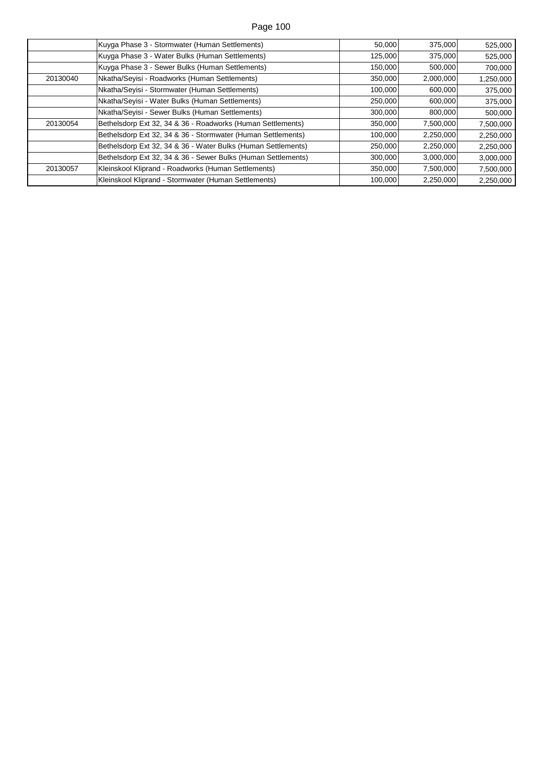| | | | | |
|---|---|---|---|---|
| | Kuyga Phase 3 - Stormwater (Human Settlements) | 50,000 | 375,000 | 525,000 |
| | Kuyga Phase 3 - Water Bulks (Human Settlements) | 125,000 | 375,000 | 525,000 |
| | Kuyga Phase 3 - Sewer Bulks (Human Settlements) | 150,000 | 500,000 | 700,000 |
| 20130040 | Nkatha/Seyisi - Roadworks (Human Settlements) | 350,000 | 2,000,000 | 1,250,000 |
| | Nkatha/Seyisi - Stormwater (Human Settlements) | 100,000 | 600,000 | 375,000 |
| | Nkatha/Seyisi - Water Bulks (Human Settlements) | 250,000 | 600,000 | 375,000 |
| | Nkatha/Seyisi - Sewer Bulks (Human Settlements) | 300,000 | 800,000 | 500,000 |
| 20130054 | Bethelsdorp Ext 32, 34 & 36 - Roadworks (Human Settlements) | 350,000 | 7,500,000 | 7,500,000 |
| | Bethelsdorp Ext 32, 34 & 36 - Stormwater (Human Settlements) | 100,000 | 2,250,000 | 2,250,000 |
| | Bethelsdorp Ext 32, 34 & 36 - Water Bulks (Human Settlements) | 250,000 | 2,250,000 | 2,250,000 |
| | Bethelsdorp Ext 32, 34 & 36 - Sewer Bulks (Human Settlements) | 300,000 | 3,000,000 | 3,000,000 |
| 20130057 | Kleinskool Kliprand - Roadworks (Human Settlements) | 350,000 | 7,500,000 | 7,500,000 |
| | Kleinskool Kliprand - Stormwater (Human Settlements) | 100,000 | 2,250,000 | 2,250,000 |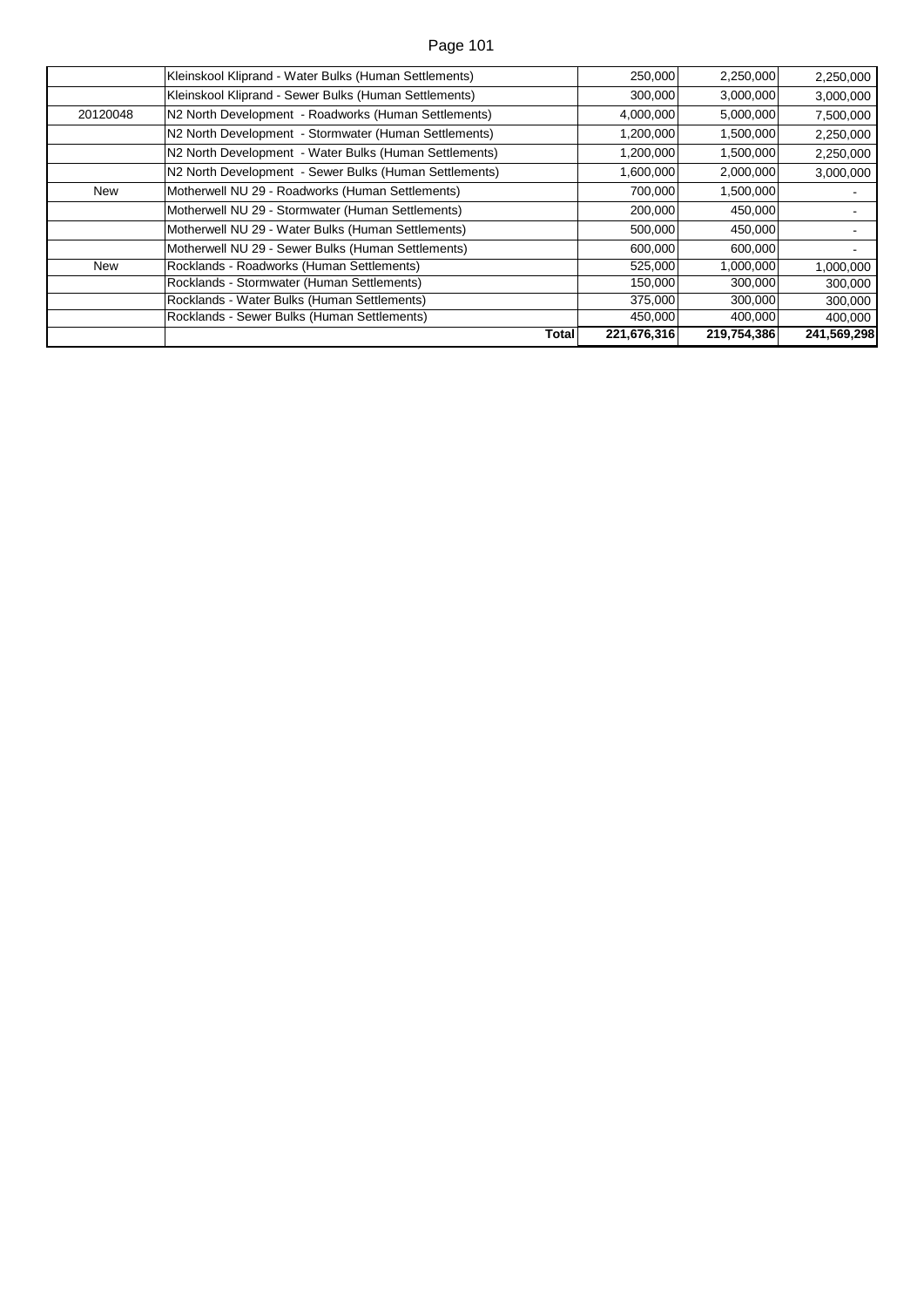| | | | | |
|---|---|---|---|---|
| | Kleinskool Kliprand - Water Bulks (Human Settlements) | 250,000 | 2,250,000 | 2,250,000 |
| | Kleinskool Kliprand - Sewer Bulks (Human Settlements) | 300,000 | 3,000,000 | 3,000,000 |
| 20120048 | N2 North Development - Roadworks (Human Settlements) | 4,000,000 | 5,000,000 | 7,500,000 |
| | N2 North Development - Stormwater (Human Settlements) | 1,200,000 | 1,500,000 | 2,250,000 |
| | N2 North Development - Water Bulks (Human Settlements) | 1,200,000 | 1,500,000 | 2,250,000 |
| | N2 North Development - Sewer Bulks (Human Settlements) | 1,600,000 | 2,000,000 | 3,000,000 |
| New | Motherwell NU 29 - Roadworks (Human Settlements) | 700,000 | 1,500,000 | - |
| | Motherwell NU 29 - Stormwater (Human Settlements) | 200,000 | 450,000 | - |
| | Motherwell NU 29 - Water Bulks (Human Settlements) | 500,000 | 450,000 | - |
| | Motherwell NU 29 - Sewer Bulks (Human Settlements) | 600,000 | 600,000 | - |
| New | Rocklands - Roadworks (Human Settlements) | 525,000 | 1,000,000 | 1,000,000 |
| | Rocklands - Stormwater (Human Settlements) | 150,000 | 300,000 | 300,000 |
| | Rocklands - Water Bulks (Human Settlements) | 375,000 | 300,000 | 300,000 |
| | Rocklands - Sewer Bulks (Human Settlements) | 450,000 | 400,000 | 400,000 |
| | **Total** | **221,676,316** | **219,754,386** | **241,569,298** |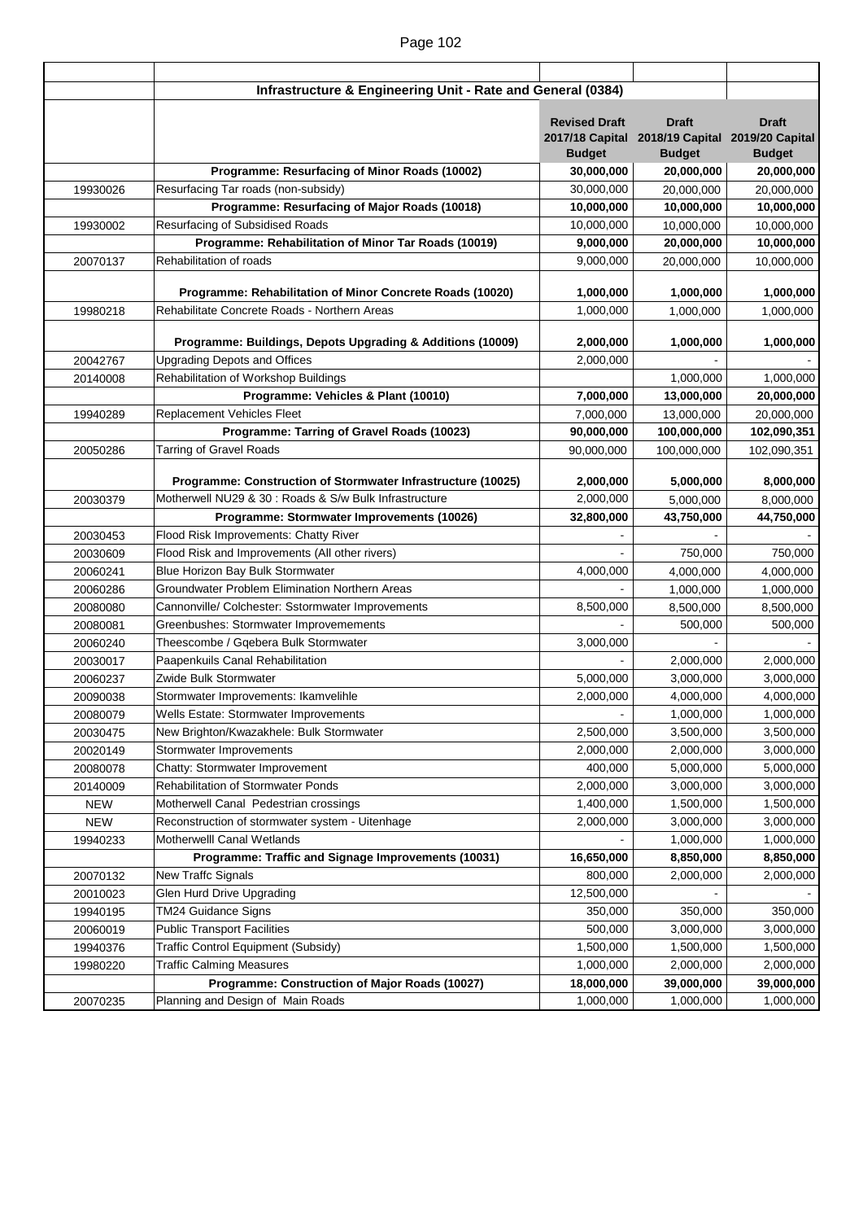| | Infrastructure & Engineering Unit - Rate and General (0384) | | | |
|---|---|---|---|---|
| | | **Revised Draft 2017/18 Capital Budget** | **Draft 2018/19 Capital Budget** | **Draft 2019/20 Capital Budget** |
| | **Programme: Resurfacing of Minor Roads (10002)** | **30,000,000** | **20,000,000** | **20,000,000** |
| 19930026 | Resurfacing Tar roads (non-subsidy) | 30,000,000 | 20,000,000 | 20,000,000 |
| | **Programme: Resurfacing of Major Roads (10018)** | **10,000,000** | **10,000,000** | **10,000,000** |
| 19930002 | Resurfacing of Subsidised Roads | 10,000,000 | 10,000,000 | 10,000,000 |
| | **Programme: Rehabilitation of Minor Tar Roads (10019)** | **9,000,000** | **20,000,000** | **10,000,000** |
| 20070137 | Rehabilitation of roads | 9,000,000 | 20,000,000 | 10,000,000 |
| | **Programme: Rehabilitation of Minor Concrete Roads (10020)** | **1,000,000** | **1,000,000** | **1,000,000** |
| 19980218 | Rehabilitate Concrete Roads - Northern Areas | 1,000,000 | 1,000,000 | 1,000,000 |
| | **Programme: Buildings, Depots Upgrading & Additions (10009)** | **2,000,000** | **1,000,000** | **1,000,000** |
| 20042767 | Upgrading Depots and Offices | 2,000,000 | - | - |
| 20140008 | Rehabilitation of Workshop Buildings | | 1,000,000 | 1,000,000 |
| | **Programme: Vehicles & Plant (10010)** | **7,000,000** | **13,000,000** | **20,000,000** |
| 19940289 | Replacement Vehicles Fleet | 7,000,000 | 13,000,000 | 20,000,000 |
| | **Programme: Tarring of Gravel Roads (10023)** | **90,000,000** | **100,000,000** | **102,090,351** |
| 20050286 | Tarring of Gravel Roads | 90,000,000 | 100,000,000 | 102,090,351 |
| | **Programme: Construction of Stormwater Infrastructure (10025)** | **2,000,000** | **5,000,000** | **8,000,000** |
| 20030379 | Motherwell NU29 & 30 : Roads & S/w Bulk Infrastructure | 2,000,000 | 5,000,000 | 8,000,000 |
| | **Programme: Stormwater Improvements (10026)** | **32,800,000** | **43,750,000** | **44,750,000** |
| 20030453 | Flood Risk Improvements: Chatty River | - | - | - |
| 20030609 | Flood Risk and Improvements (All other rivers) | - | 750,000 | 750,000 |
| 20060241 | Blue Horizon Bay Bulk Stormwater | 4,000,000 | 4,000,000 | 4,000,000 |
| 20060286 | Groundwater Problem Elimination Northern Areas | - | 1,000,000 | 1,000,000 |
| 20080080 | Cannonville/ Colchester: Sstormwater Improvements | 8,500,000 | 8,500,000 | 8,500,000 |
| 20080081 | Greenbushes: Stormwater Improvemements | - | 500,000 | 500,000 |
| 20060240 | Theescombe / Gqebera Bulk Stormwater | 3,000,000 | - | - |
| 20030017 | Paapenkuils Canal Rehabilitation | - | 2,000,000 | 2,000,000 |
| 20060237 | Zwide Bulk Stormwater | 5,000,000 | 3,000,000 | 3,000,000 |
| 20090038 | Stormwater Improvements: Ikamvelihle | 2,000,000 | 4,000,000 | 4,000,000 |
| 20080079 | Wells Estate: Stormwater Improvements | - | 1,000,000 | 1,000,000 |
| 20030475 | New Brighton/Kwazakhele: Bulk Stormwater | 2,500,000 | 3,500,000 | 3,500,000 |
| 20020149 | Stormwater Improvements | 2,000,000 | 2,000,000 | 3,000,000 |
| 20080078 | Chatty: Stormwater Improvement | 400,000 | 5,000,000 | 5,000,000 |
| 20140009 | Rehabilitation of Stormwater Ponds | 2,000,000 | 3,000,000 | 3,000,000 |
| NEW | Motherwell Canal Pedestrian crossings | 1,400,000 | 1,500,000 | 1,500,000 |
| NEW | Reconstruction of stormwater system - Uitenhage | 2,000,000 | 3,000,000 | 3,000,000 |
| 19940233 | Motherwelll Canal Wetlands | - | 1,000,000 | 1,000,000 |
| | **Programme: Traffic and Signage Improvements (10031)** | **16,650,000** | **8,850,000** | **8,850,000** |
| 20070132 | New Traffc Signals | 800,000 | 2,000,000 | 2,000,000 |
| 20010023 | Glen Hurd Drive Upgrading | 12,500,000 | - | - |
| 19940195 | TM24 Guidance Signs | 350,000 | 350,000 | 350,000 |
| 20060019 | Public Transport Facilities | 500,000 | 3,000,000 | 3,000,000 |
| 19940376 | Traffic Control Equipment (Subsidy) | 1,500,000 | 1,500,000 | 1,500,000 |
| 19980220 | Traffic Calming Measures | 1,000,000 | 2,000,000 | 2,000,000 |
| | **Programme: Construction of Major Roads (10027)** | **18,000,000** | **39,000,000** | **39,000,000** |
| 20070235 | Planning and Design of Main Roads | 1,000,000 | 1,000,000 | 1,000,000 |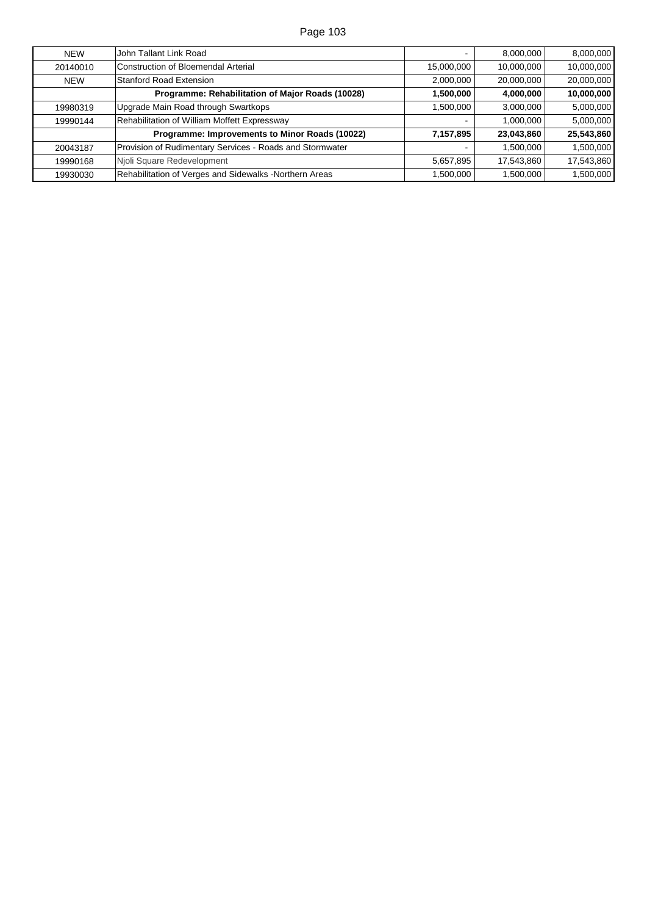| | | | | |
|---|---|---|---|---|
| NEW | John Tallant Link Road | - | 8,000,000 | 8,000,000 |
| 20140010 | Construction of Bloemendal Arterial | 15,000,000 | 10,000,000 | 10,000,000 |
| NEW | Stanford Road Extension | 2,000,000 | 20,000,000 | 20,000,000 |
| | **Programme: Rehabilitation of Major Roads (10028)** | **1,500,000** | **4,000,000** | **10,000,000** |
| 19980319 | Upgrade Main Road through Swartkops | 1,500,000 | 3,000,000 | 5,000,000 |
| 19990144 | Rehabilitation of William Moffett Expressway | - | 1,000,000 | 5,000,000 |
| | **Programme: Improvements to Minor Roads (10022)** | **7,157,895** | **23,043,860** | **25,543,860** |
| 20043187 | Provision of Rudimentary Services - Roads and Stormwater | - | 1,500,000 | 1,500,000 |
| 19990168 | Njoli Square Redevelopment | 5,657,895 | 17,543,860 | 17,543,860 |
| 19930030 | Rehabilitation of Verges and Sidewalks -Northern Areas | 1,500,000 | 1,500,000 | 1,500,000 |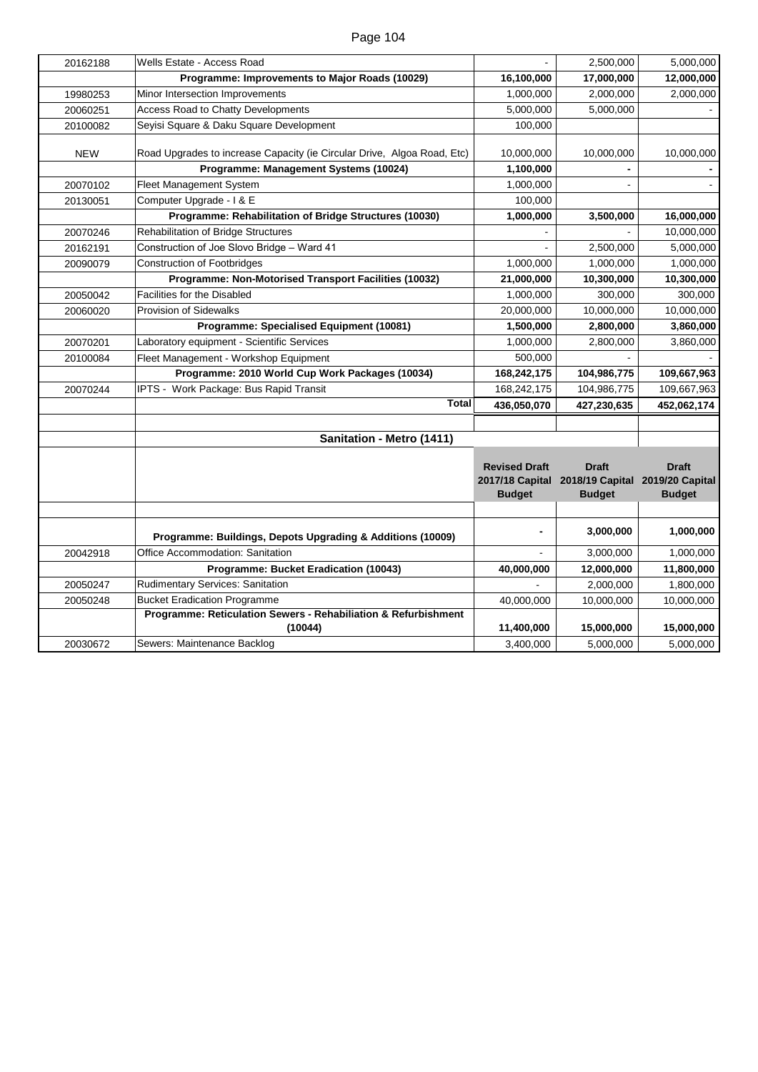| | | | | |
|---|---|---|---|---|
| 20162188 | Wells Estate - Access Road | - | 2,500,000 | 5,000,000 |
| | **Programme: Improvements to Major Roads (10029)** | **16,100,000** | **17,000,000** | **12,000,000** |
| 19980253 | Minor Intersection Improvements | 1,000,000 | 2,000,000 | 2,000,000 |
| 20060251 | Access Road to Chatty Developments | 5,000,000 | 5,000,000 | - |
| 20100082 | Seyisi Square & Daku Square Development | 100,000 | | |
| NEW | Road Upgrades to increase Capacity (ie Circular Drive, Algoa Road, Etc) | 10,000,000 | 10,000,000 | 10,000,000 |
| | **Programme: Management Systems (10024)** | **1,100,000** | **-** | **-** |
| 20070102 | Fleet Management System | 1,000,000 | - | - |
| 20130051 | Computer Upgrade - I & E | 100,000 | | |
| | **Programme: Rehabilitation of Bridge Structures (10030)** | **1,000,000** | **3,500,000** | **16,000,000** |
| 20070246 | Rehabilitation of Bridge Structures | - | - | 10,000,000 |
| 20162191 | Construction of Joe Slovo Bridge – Ward 41 | - | 2,500,000 | 5,000,000 |
| 20090079 | Construction of Footbridges | 1,000,000 | 1,000,000 | 1,000,000 |
| | **Programme: Non-Motorised Transport Facilities (10032)** | **21,000,000** | **10,300,000** | **10,300,000** |
| 20050042 | Facilities for the Disabled | 1,000,000 | 300,000 | 300,000 |
| 20060020 | Provision of Sidewalks | 20,000,000 | 10,000,000 | 10,000,000 |
| | **Programme: Specialised Equipment (10081)** | **1,500,000** | **2,800,000** | **3,860,000** |
| 20070201 | Laboratory equipment - Scientific Services | 1,000,000 | 2,800,000 | 3,860,000 |
| 20100084 | Fleet Management - Workshop Equipment | 500,000 | - | - |
| | **Programme: 2010 World Cup Work Packages (10034)** | **168,242,175** | **104,986,775** | **109,667,963** |
| 20070244 | IPTS - Work Package: Bus Rapid Transit | 168,242,175 | 104,986,775 | 109,667,963 |
| | **Total** | **436,050,070** | **427,230,635** | **452,062,174** |

| | **Sanitation - Metro (1411)** | | | |
|---|---|---|---|---|
| | | **Revised Draft 2017/18 Capital Budget** | **Draft 2018/19 Capital Budget** | **Draft 2019/20 Capital Budget** |
| | **Programme: Buildings, Depots Upgrading & Additions (10009)** | **-** | **3,000,000** | **1,000,000** |
| 20042918 | Office Accommodation: Sanitation | - | 3,000,000 | 1,000,000 |
| | **Programme: Bucket Eradication (10043)** | **40,000,000** | **12,000,000** | **11,800,000** |
| 20050247 | Rudimentary Services: Sanitation | - | 2,000,000 | 1,800,000 |
| 20050248 | Bucket Eradication Programme | 40,000,000 | 10,000,000 | 10,000,000 |
| | **Programme: Reticulation Sewers - Rehabiliation & Refurbishment (10044)** | **11,400,000** | **15,000,000** | **15,000,000** |
| 20030672 | Sewers: Maintenance Backlog | 3,400,000 | 5,000,000 | 5,000,000 |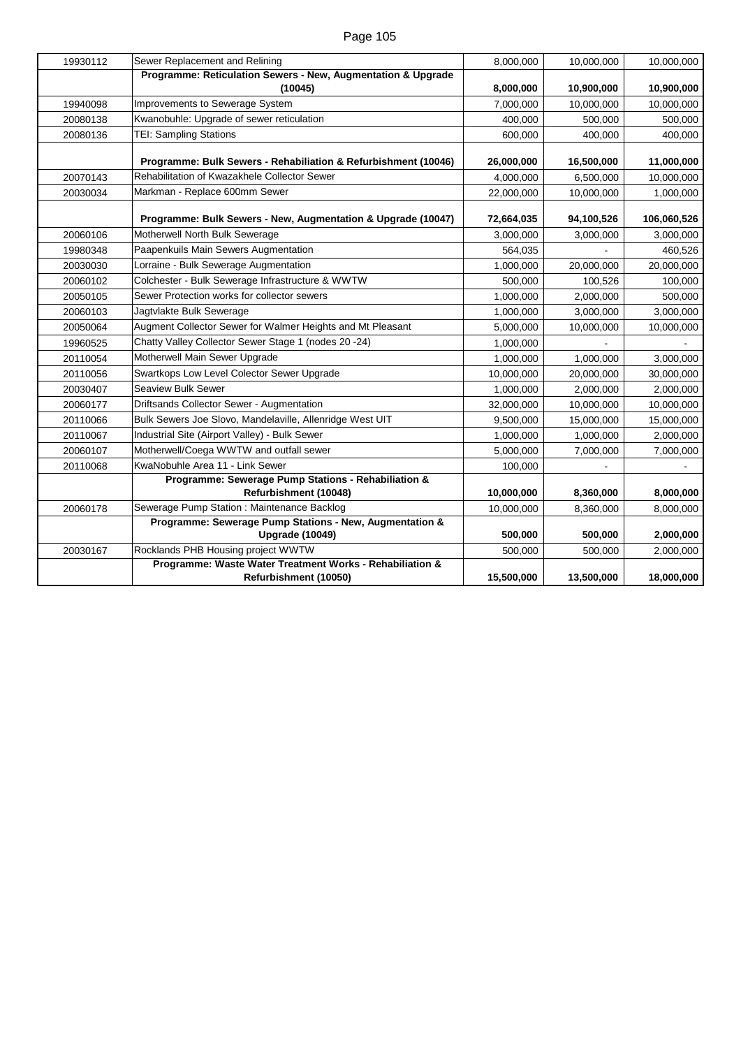| | | | | |
|---|---|---|---|---|
| 19930112 | Sewer Replacement and Relining | 8,000,000 | 10,000,000 | 10,000,000 |
| | **Programme: Reticulation Sewers - New, Augmentation & Upgrade (10045)** | **8,000,000** | **10,900,000** | **10,900,000** |
| 19940098 | Improvements to Sewerage System | 7,000,000 | 10,000,000 | 10,000,000 |
| 20080138 | Kwanobuhle: Upgrade of sewer reticulation | 400,000 | 500,000 | 500,000 |
| 20080136 | TEI: Sampling Stations | 600,000 | 400,000 | 400,000 |
| | **Programme: Bulk Sewers - Rehabiliation & Refurbishment (10046)** | **26,000,000** | **16,500,000** | **11,000,000** |
| 20070143 | Rehabilitation of Kwazakhele Collector Sewer | 4,000,000 | 6,500,000 | 10,000,000 |
| 20030034 | Markman - Replace 600mm Sewer | 22,000,000 | 10,000,000 | 1,000,000 |
| | **Programme: Bulk Sewers - New, Augmentation & Upgrade (10047)** | **72,664,035** | **94,100,526** | **106,060,526** |
| 20060106 | Motherwell North Bulk Sewerage | 3,000,000 | 3,000,000 | 3,000,000 |
| 19980348 | Paapenkuils Main Sewers Augmentation | 564,035 | - | 460,526 |
| 20030030 | Lorraine - Bulk Sewerage Augmentation | 1,000,000 | 20,000,000 | 20,000,000 |
| 20060102 | Colchester - Bulk Sewerage Infrastructure & WWTW | 500,000 | 100,526 | 100,000 |
| 20050105 | Sewer Protection works for collector sewers | 1,000,000 | 2,000,000 | 500,000 |
| 20060103 | Jagtvlakte Bulk Sewerage | 1,000,000 | 3,000,000 | 3,000,000 |
| 20050064 | Augment Collector Sewer for Walmer Heights and Mt Pleasant | 5,000,000 | 10,000,000 | 10,000,000 |
| 19960525 | Chatty Valley Collector Sewer Stage 1 (nodes 20 -24) | 1,000,000 | - | - |
| 20110054 | Motherwell Main Sewer Upgrade | 1,000,000 | 1,000,000 | 3,000,000 |
| 20110056 | Swartkops Low Level Colector Sewer Upgrade | 10,000,000 | 20,000,000 | 30,000,000 |
| 20030407 | Seaview Bulk Sewer | 1,000,000 | 2,000,000 | 2,000,000 |
| 20060177 | Driftsands Collector Sewer - Augmentation | 32,000,000 | 10,000,000 | 10,000,000 |
| 20110066 | Bulk Sewers Joe Slovo, Mandelaville, Allenridge West UIT | 9,500,000 | 15,000,000 | 15,000,000 |
| 20110067 | Industrial Site (Airport Valley) - Bulk Sewer | 1,000,000 | 1,000,000 | 2,000,000 |
| 20060107 | Motherwell/Coega WWTW and outfall sewer | 5,000,000 | 7,000,000 | 7,000,000 |
| 20110068 | KwaNobuhle Area 11 - Link Sewer | 100,000 | - | - |
| | **Programme: Sewerage Pump Stations - Rehabiliation & Refurbishment (10048)** | **10,000,000** | **8,360,000** | **8,000,000** |
| 20060178 | Sewerage Pump Station : Maintenance Backlog | 10,000,000 | 8,360,000 | 8,000,000 |
| | **Programme: Sewerage Pump Stations - New, Augmentation & Upgrade (10049)** | **500,000** | **500,000** | **2,000,000** |
| 20030167 | Rocklands PHB Housing project WWTW | 500,000 | 500,000 | 2,000,000 |
| | **Programme: Waste Water Treatment Works - Rehabiliation & Refurbishment (10050)** | **15,500,000** | **13,500,000** | **18,000,000** |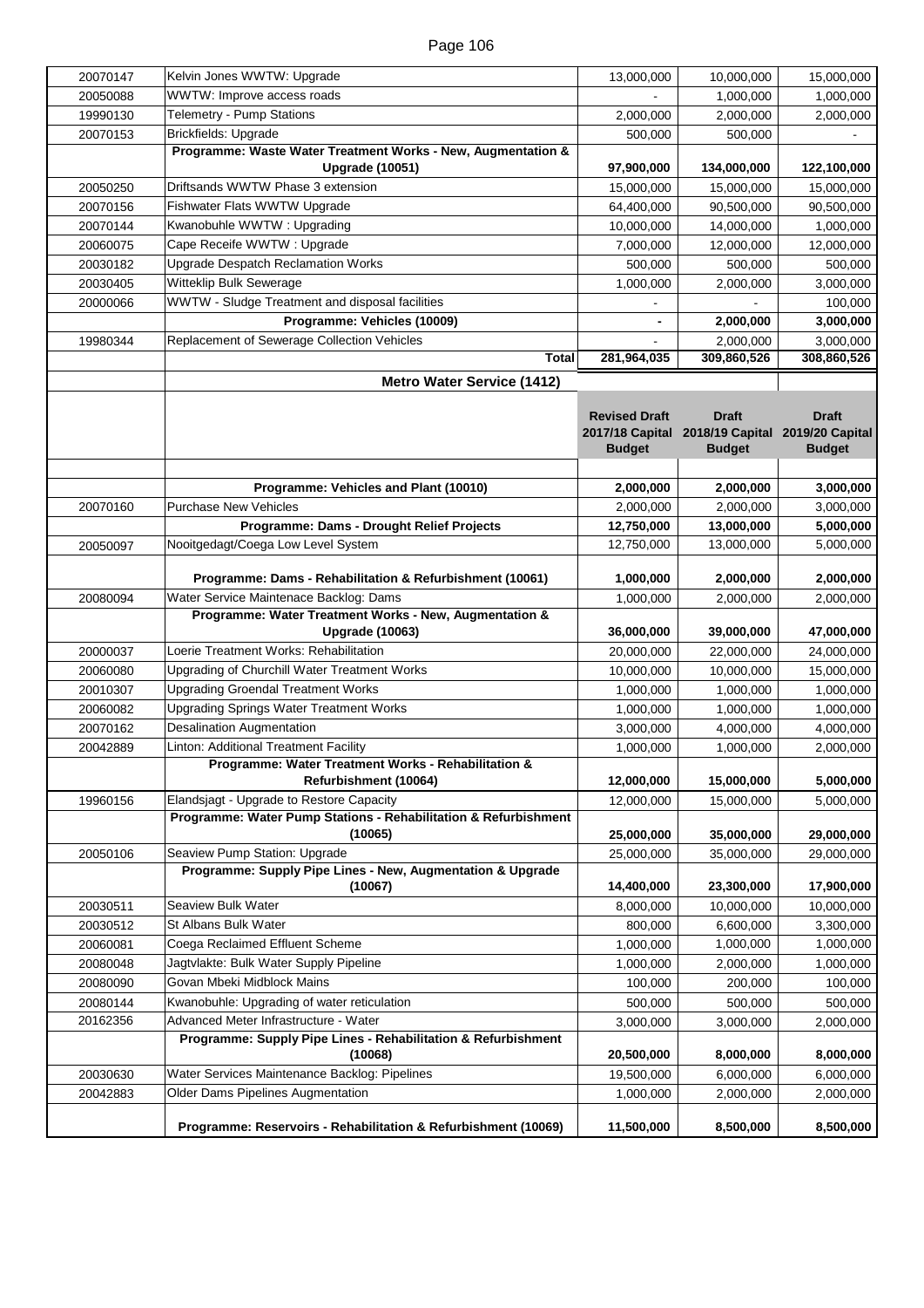| | | | | |
|---|---|---|---|---|
| 20070147 | Kelvin Jones WWTW: Upgrade | 13,000,000 | 10,000,000 | 15,000,000 |
| 20050088 | WWTW: Improve access roads | - | 1,000,000 | 1,000,000 |
| 19990130 | Telemetry - Pump Stations | 2,000,000 | 2,000,000 | 2,000,000 |
| 20070153 | Brickfields: Upgrade | 500,000 | 500,000 | - |
| | **Programme: Waste Water Treatment Works - New, Augmentation & Upgrade (10051)** | **97,900,000** | **134,000,000** | **122,100,000** |
| 20050250 | Driftsands WWTW Phase 3 extension | 15,000,000 | 15,000,000 | 15,000,000 |
| 20070156 | Fishwater Flats WWTW Upgrade | 64,400,000 | 90,500,000 | 90,500,000 |
| 20070144 | Kwanobuhle WWTW : Upgrading | 10,000,000 | 14,000,000 | 1,000,000 |
| 20060075 | Cape Receife WWTW : Upgrade | 7,000,000 | 12,000,000 | 12,000,000 |
| 20030182 | Upgrade Despatch Reclamation Works | 500,000 | 500,000 | 500,000 |
| 20030405 | Witteklip Bulk Sewerage | 1,000,000 | 2,000,000 | 3,000,000 |
| 20000066 | WWTW - Sludge Treatment and disposal facilities | - | - | 100,000 |
| | **Programme: Vehicles (10009)** | **-** | **2,000,000** | **3,000,000** |
| 19980344 | Replacement of Sewerage Collection Vehicles | - | 2,000,000 | 3,000,000 |
| | **Total** | **281,964,035** | **309,860,526** | **308,860,526** |

| | **Metro Water Service (1412)** | **Revised Draft 2017/18 Capital Budget** | **Draft 2018/19 Capital Budget** | **Draft 2019/20 Capital Budget** |
|---|---|---|---|---|
| | **Programme: Vehicles and Plant (10010)** | **2,000,000** | **2,000,000** | **3,000,000** |
| 20070160 | Purchase New Vehicles | 2,000,000 | 2,000,000 | 3,000,000 |
| | **Programme: Dams - Drought Relief Projects** | **12,750,000** | **13,000,000** | **5,000,000** |
| 20050097 | Nooitgedagt/Coega Low Level System | 12,750,000 | 13,000,000 | 5,000,000 |
| | **Programme: Dams - Rehabilitation & Refurbishment (10061)** | **1,000,000** | **2,000,000** | **2,000,000** |
| 20080094 | Water Service Maintenace Backlog: Dams | 1,000,000 | 2,000,000 | 2,000,000 |
| | **Programme: Water Treatment Works - New, Augmentation & Upgrade (10063)** | **36,000,000** | **39,000,000** | **47,000,000** |
| 20000037 | Loerie Treatment Works: Rehabilitation | 20,000,000 | 22,000,000 | 24,000,000 |
| 20060080 | Upgrading of Churchill Water Treatment Works | 10,000,000 | 10,000,000 | 15,000,000 |
| 20010307 | Upgrading Groendal Treatment Works | 1,000,000 | 1,000,000 | 1,000,000 |
| 20060082 | Upgrading Springs Water Treatment Works | 1,000,000 | 1,000,000 | 1,000,000 |
| 20070162 | Desalination Augmentation | 3,000,000 | 4,000,000 | 4,000,000 |
| 20042889 | Linton: Additional Treatment Facility | 1,000,000 | 1,000,000 | 2,000,000 |
| | **Programme: Water Treatment Works - Rehabilitation & Refurbishment (10064)** | **12,000,000** | **15,000,000** | **5,000,000** |
| 19960156 | Elandsjagt - Upgrade to Restore Capacity | 12,000,000 | 15,000,000 | 5,000,000 |
| | **Programme: Water Pump Stations - Rehabilitation & Refurbishment (10065)** | **25,000,000** | **35,000,000** | **29,000,000** |
| 20050106 | Seaview Pump Station: Upgrade | 25,000,000 | 35,000,000 | 29,000,000 |
| | **Programme: Supply Pipe Lines - New, Augmentation & Upgrade (10067)** | **14,400,000** | **23,300,000** | **17,900,000** |
| 20030511 | Seaview Bulk Water | 8,000,000 | 10,000,000 | 10,000,000 |
| 20030512 | St Albans Bulk Water | 800,000 | 6,600,000 | 3,300,000 |
| 20060081 | Coega Reclaimed Effluent Scheme | 1,000,000 | 1,000,000 | 1,000,000 |
| 20080048 | Jagtvlakte: Bulk Water Supply Pipeline | 1,000,000 | 2,000,000 | 1,000,000 |
| 20080090 | Govan Mbeki Midblock Mains | 100,000 | 200,000 | 100,000 |
| 20080144 | Kwanobuhle: Upgrading of water reticulation | 500,000 | 500,000 | 500,000 |
| 20162356 | Advanced Meter Infrastructure - Water | 3,000,000 | 3,000,000 | 2,000,000 |
| | **Programme: Supply Pipe Lines - Rehabilitation & Refurbishment (10068)** | **20,500,000** | **8,000,000** | **8,000,000** |
| 20030630 | Water Services Maintenance Backlog: Pipelines | 19,500,000 | 6,000,000 | 6,000,000 |
| 20042883 | Older Dams Pipelines Augmentation | 1,000,000 | 2,000,000 | 2,000,000 |
| | **Programme: Reservoirs - Rehabilitation & Refurbishment (10069)** | **11,500,000** | **8,500,000** | **8,500,000** |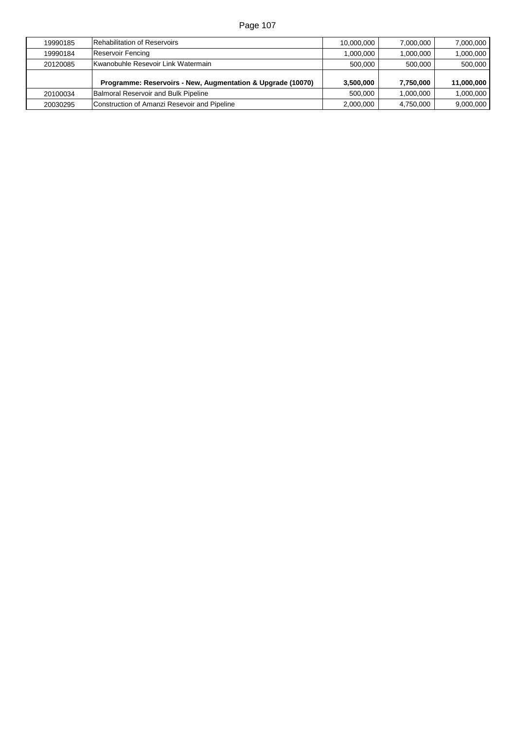| | | | | |
|---|---|---|---|---|
| 19990185 | Rehabilitation of Reservoirs | 10,000,000 | 7,000,000 | 7,000,000 |
| 19990184 | Reservoir Fencing | 1,000,000 | 1,000,000 | 1,000,000 |
| 20120085 | Kwanobuhle Resevoir Link Watermain | 500,000 | 500,000 | 500,000 |
| | **Programme: Reservoirs - New, Augmentation & Upgrade (10070)** | **3,500,000** | **7,750,000** | **11,000,000** |
| 20100034 | Balmoral Reservoir and Bulk Pipeline | 500,000 | 1,000,000 | 1,000,000 |
| 20030295 | Construction of Amanzi Resevoir and Pipeline | 2,000,000 | 4,750,000 | 9,000,000 |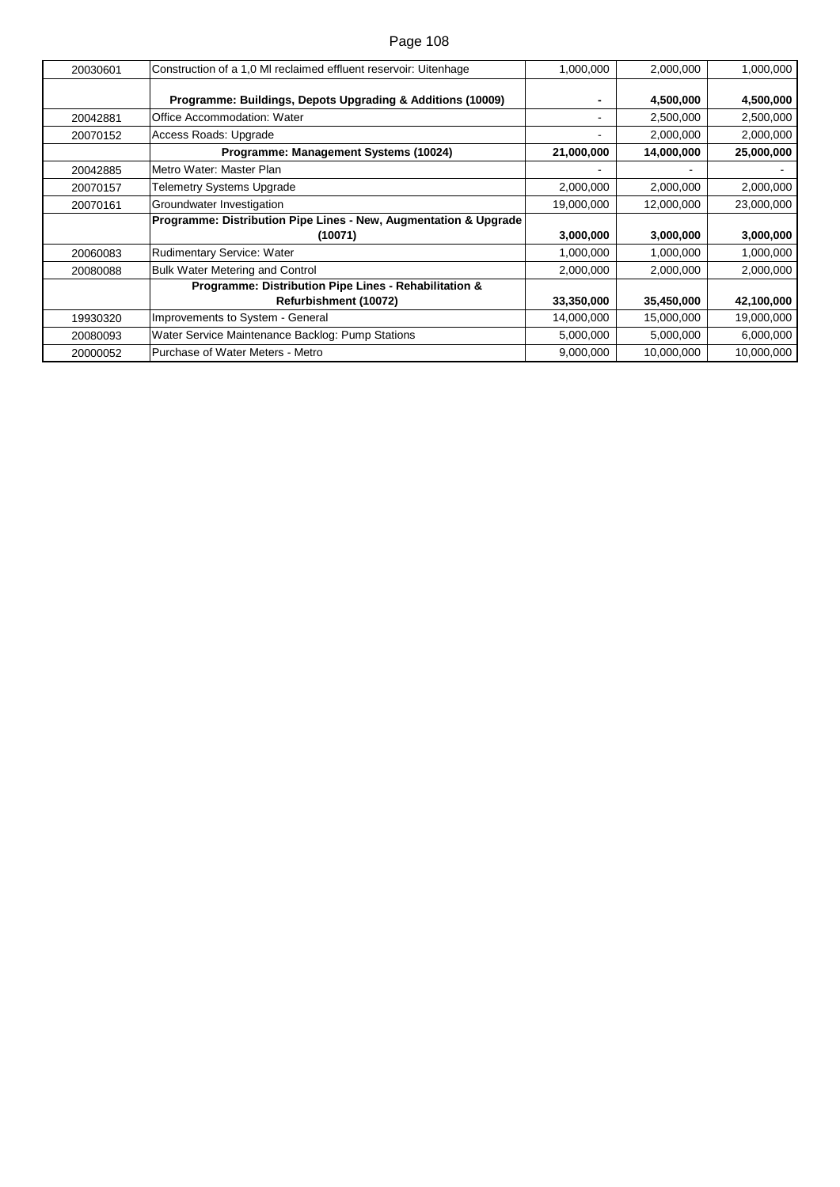| | | | | |
|---|---|---|---|---|
| 20030601 | Construction of a 1,0 Ml reclaimed effluent reservoir: Uitenhage | 1,000,000 | 2,000,000 | 1,000,000 |
| | **Programme: Buildings, Depots Upgrading & Additions (10009)** | **-** | **4,500,000** | **4,500,000** |
| 20042881 | Office Accommodation: Water | - | 2,500,000 | 2,500,000 |
| 20070152 | Access Roads: Upgrade | - | 2,000,000 | 2,000,000 |
| | **Programme: Management Systems (10024)** | **21,000,000** | **14,000,000** | **25,000,000** |
| 20042885 | Metro Water: Master Plan | - | - | - |
| 20070157 | Telemetry Systems Upgrade | 2,000,000 | 2,000,000 | 2,000,000 |
| 20070161 | Groundwater Investigation | 19,000,000 | 12,000,000 | 23,000,000 |
| | **Programme: Distribution Pipe Lines - New, Augmentation & Upgrade (10071)** | **3,000,000** | **3,000,000** | **3,000,000** |
| 20060083 | Rudimentary Service: Water | 1,000,000 | 1,000,000 | 1,000,000 |
| 20080088 | Bulk Water Metering and Control | 2,000,000 | 2,000,000 | 2,000,000 |
| | **Programme: Distribution Pipe Lines - Rehabilitation & Refurbishment (10072)** | **33,350,000** | **35,450,000** | **42,100,000** |
| 19930320 | Improvements to System - General | 14,000,000 | 15,000,000 | 19,000,000 |
| 20080093 | Water Service Maintenance Backlog: Pump Stations | 5,000,000 | 5,000,000 | 6,000,000 |
| 20000052 | Purchase of Water Meters - Metro | 9,000,000 | 10,000,000 | 10,000,000 |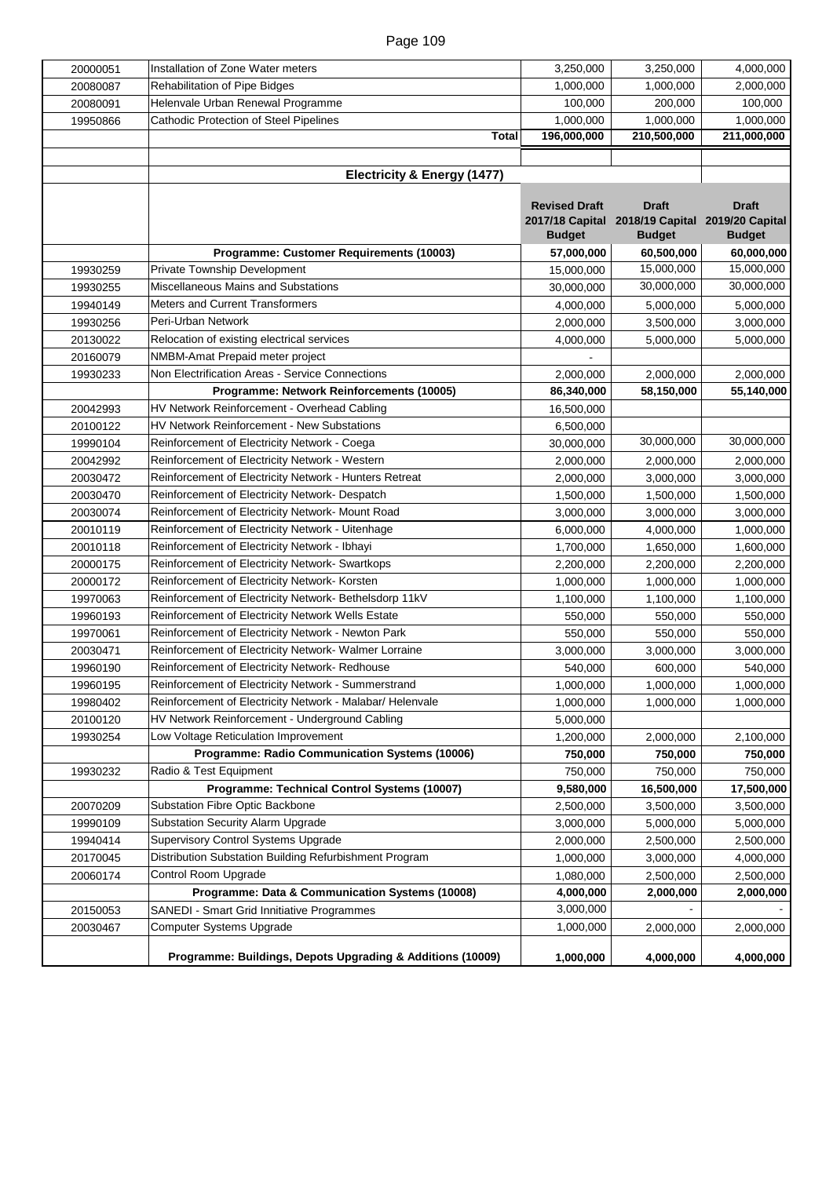| | | | | |
|---|---|---|---|---|
| 20000051 | Installation of Zone Water meters | 3,250,000 | 3,250,000 | 4,000,000 |
| 20080087 | Rehabilitation of Pipe Bidges | 1,000,000 | 1,000,000 | 2,000,000 |
| 20080091 | Helenvale Urban Renewal Programme | 100,000 | 200,000 | 100,000 |
| 19950866 | Cathodic Protection of Steel Pipelines | 1,000,000 | 1,000,000 | 1,000,000 |
| | **Total** | **196,000,000** | **210,500,000** | **211,000,000** |

| | **Electricity & Energy (1477)** | | | |
|---|---|---|---|---|
| | | **Revised Draft 2017/18 Capital Budget** | **Draft 2018/19 Capital Budget** | **Draft 2019/20 Capital Budget** |
| | **Programme: Customer Requirements (10003)** | **57,000,000** | **60,500,000** | **60,000,000** |
| 19930259 | Private Township Development | 15,000,000 | 15,000,000 | 15,000,000 |
| 19930255 | Miscellaneous Mains and Substations | 30,000,000 | 30,000,000 | 30,000,000 |
| 19940149 | Meters and Current Transformers | 4,000,000 | 5,000,000 | 5,000,000 |
| 19930256 | Peri-Urban Network | 2,000,000 | 3,500,000 | 3,000,000 |
| 20130022 | Relocation of existing electrical services | 4,000,000 | 5,000,000 | 5,000,000 |
| 20160079 | NMBM-Amat Prepaid meter project | - | | |
| 19930233 | Non Electrification Areas - Service Connections | 2,000,000 | 2,000,000 | 2,000,000 |
| | **Programme: Network Reinforcements (10005)** | **86,340,000** | **58,150,000** | **55,140,000** |
| 20042993 | HV Network Reinforcement - Overhead Cabling | 16,500,000 | | |
| 20100122 | HV Network Reinforcement - New Substations | 6,500,000 | | |
| 19990104 | Reinforcement of Electricity Network - Coega | 30,000,000 | 30,000,000 | 30,000,000 |
| 20042992 | Reinforcement of Electricity Network - Western | 2,000,000 | 2,000,000 | 2,000,000 |
| 20030472 | Reinforcement of Electricity Network - Hunters Retreat | 2,000,000 | 3,000,000 | 3,000,000 |
| 20030470 | Reinforcement of Electricity Network- Despatch | 1,500,000 | 1,500,000 | 1,500,000 |
| 20030074 | Reinforcement of Electricity Network- Mount Road | 3,000,000 | 3,000,000 | 3,000,000 |
| 20010119 | Reinforcement of Electricity Network - Uitenhage | 6,000,000 | 4,000,000 | 1,000,000 |
| 20010118 | Reinforcement of Electricity Network - Ibhayi | 1,700,000 | 1,650,000 | 1,600,000 |
| 20000175 | Reinforcement of Electricity Network- Swartkops | 2,200,000 | 2,200,000 | 2,200,000 |
| 20000172 | Reinforcement of Electricity Network- Korsten | 1,000,000 | 1,000,000 | 1,000,000 |
| 19970063 | Reinforcement of Electricity Network- Bethelsdorp 11kV | 1,100,000 | 1,100,000 | 1,100,000 |
| 19960193 | Reinforcement of Electricity Network Wells Estate | 550,000 | 550,000 | 550,000 |
| 19970061 | Reinforcement of Electricity Network - Newton Park | 550,000 | 550,000 | 550,000 |
| 20030471 | Reinforcement of Electricity Network- Walmer Lorraine | 3,000,000 | 3,000,000 | 3,000,000 |
| 19960190 | Reinforcement of Electricity Network- Redhouse | 540,000 | 600,000 | 540,000 |
| 19960195 | Reinforcement of Electricity Network - Summerstrand | 1,000,000 | 1,000,000 | 1,000,000 |
| 19980402 | Reinforcement of Electricity Network - Malabar/ Helenvale | 1,000,000 | 1,000,000 | 1,000,000 |
| 20100120 | HV Network Reinforcement - Underground Cabling | 5,000,000 | | |
| 19930254 | Low Voltage Reticulation Improvement | 1,200,000 | 2,000,000 | 2,100,000 |
| | **Programme: Radio Communication Systems (10006)** | **750,000** | **750,000** | **750,000** |
| 19930232 | Radio & Test Equipment | 750,000 | 750,000 | 750,000 |
| | **Programme: Technical Control Systems (10007)** | **9,580,000** | **16,500,000** | **17,500,000** |
| 20070209 | Substation Fibre Optic Backbone | 2,500,000 | 3,500,000 | 3,500,000 |
| 19990109 | Substation Security Alarm Upgrade | 3,000,000 | 5,000,000 | 5,000,000 |
| 19940414 | Supervisory Control Systems Upgrade | 2,000,000 | 2,500,000 | 2,500,000 |
| 20170045 | Distribution Substation Building Refurbishment Program | 1,000,000 | 3,000,000 | 4,000,000 |
| 20060174 | Control Room Upgrade | 1,080,000 | 2,500,000 | 2,500,000 |
| | **Programme: Data & Communication Systems (10008)** | **4,000,000** | **2,000,000** | **2,000,000** |
| 20150053 | SANEDI - Smart Grid Innitiative Programmes | 3,000,000 | - | - |
| 20030467 | Computer Systems Upgrade | 1,000,000 | 2,000,000 | 2,000,000 |
| | **Programme: Buildings, Depots Upgrading & Additions (10009)** | **1,000,000** | **4,000,000** | **4,000,000** |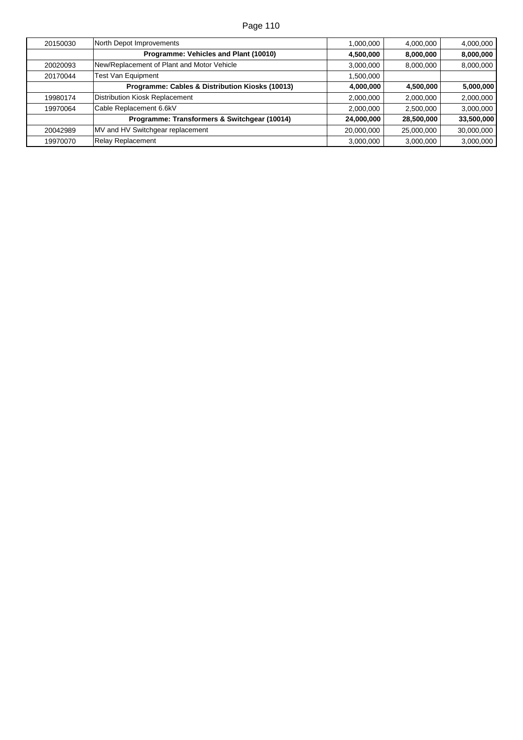| | | | | |
|---|---|---|---|---|
| 20150030 | North Depot Improvements | 1,000,000 | 4,000,000 | 4,000,000 |
| | **Programme: Vehicles and Plant (10010)** | **4,500,000** | **8,000,000** | **8,000,000** |
| 20020093 | New/Replacement of Plant and Motor Vehicle | 3,000,000 | 8,000,000 | 8,000,000 |
| 20170044 | Test Van Equipment | 1,500,000 | | |
| | **Programme: Cables & Distribution Kiosks (10013)** | **4,000,000** | **4,500,000** | **5,000,000** |
| 19980174 | Distribution Kiosk Replacement | 2,000,000 | 2,000,000 | 2,000,000 |
| 19970064 | Cable Replacement 6.6kV | 2,000,000 | 2,500,000 | 3,000,000 |
| | **Programme: Transformers & Switchgear (10014)** | **24,000,000** | **28,500,000** | **33,500,000** |
| 20042989 | MV and HV Switchgear replacement | 20,000,000 | 25,000,000 | 30,000,000 |
| 19970070 | Relay Replacement | 3,000,000 | 3,000,000 | 3,000,000 |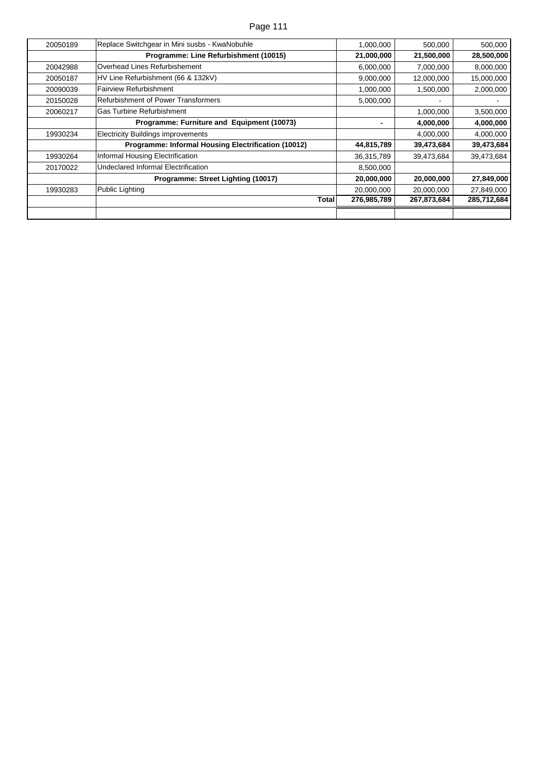| | | | | |
|---|---|---|---|---|
| 20050189 | Replace Switchgear in Mini susbs - KwaNobuhle | 1,000,000 | 500,000 | 500,000 |
| | **Programme: Line Refurbishment (10015)** | **21,000,000** | **21,500,000** | **28,500,000** |
| 20042988 | Overhead Lines Refurbishement | 6,000,000 | 7,000,000 | 8,000,000 |
| 20050187 | HV Line Refurbishment (66 & 132kV) | 9,000,000 | 12,000,000 | 15,000,000 |
| 20090039 | Fairview Refurbishment | 1,000,000 | 1,500,000 | 2,000,000 |
| 20150028 | Refurbishment of Power Transformers | 5,000,000 | - | - |
| 20060217 | Gas Turbine Refurbishment | | 1,000,000 | 3,500,000 |
| | **Programme: Furniture and Equipment (10073)** | **-** | **4,000,000** | **4,000,000** |
| 19930234 | Electricity Buildings improvements | | 4,000,000 | 4,000,000 |
| | **Programme: Informal Housing Electrification (10012)** | **44,815,789** | **39,473,684** | **39,473,684** |
| 19930264 | Informal Housing Electrification | 36,315,789 | 39,473,684 | 39,473,684 |
| 20170022 | Undeclared Informal Electrification | 8,500,000 | | |
| | **Programme: Street Lighting (10017)** | **20,000,000** | **20,000,000** | **27,849,000** |
| 19930283 | Public Lighting | 20,000,000 | 20,000,000 | 27,849,000 |
| | **Total** | **276,985,789** | **267,873,684** | **285,712,684** |
| | | | | |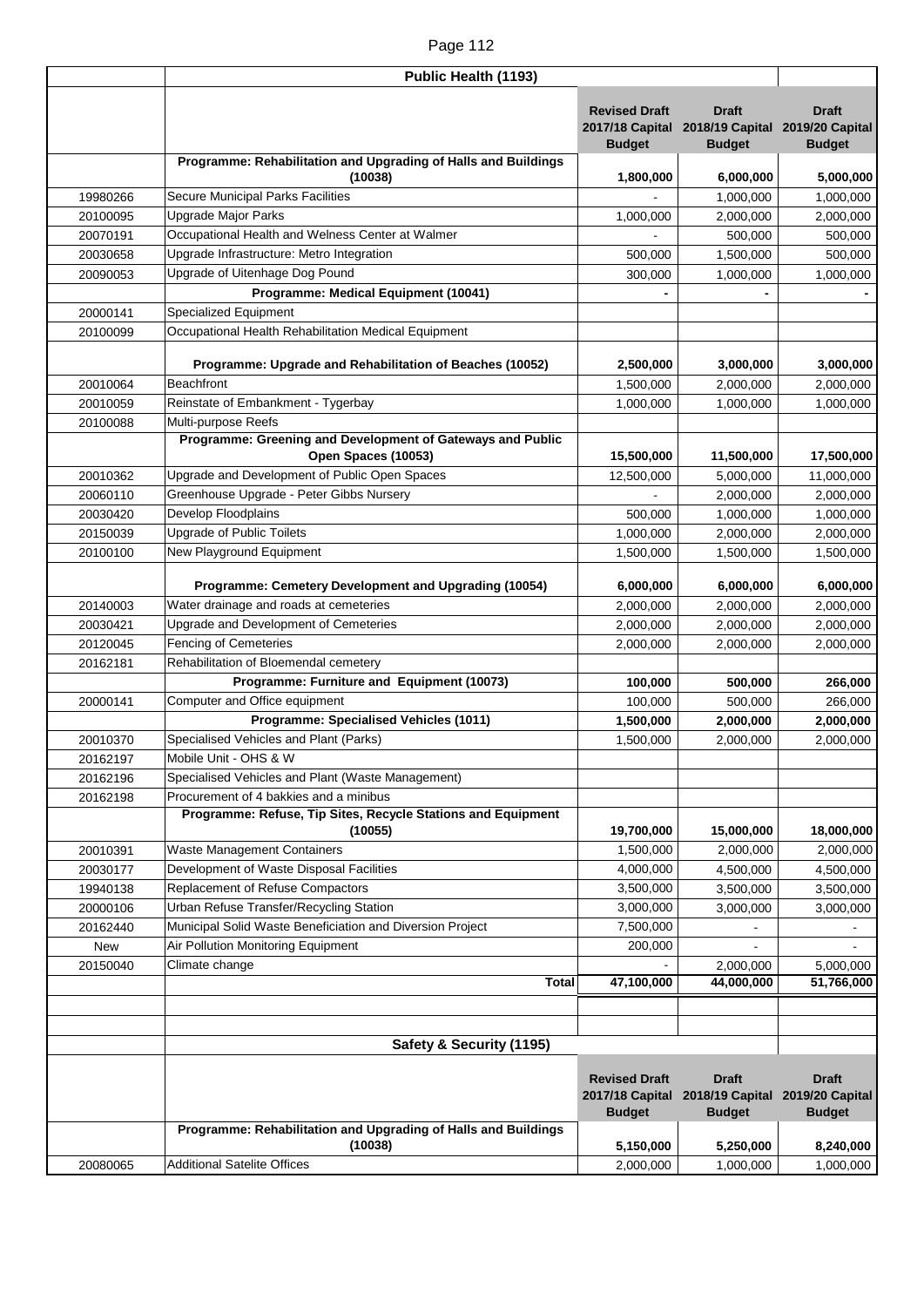| | Public Health (1193) | | | |
|---|---|---|---|---|
| | | **Revised Draft 2017/18 Capital Budget** | **Draft 2018/19 Capital Budget** | **Draft 2019/20 Capital Budget** |
| | **Programme: Rehabilitation and Upgrading of Halls and Buildings (10038)** | **1,800,000** | **6,000,000** | **5,000,000** |
| 19980266 | Secure Municipal Parks Facilities | - | 1,000,000 | 1,000,000 |
| 20100095 | Upgrade Major Parks | 1,000,000 | 2,000,000 | 2,000,000 |
| 20070191 | Occupational Health and Welness Center at Walmer | - | 500,000 | 500,000 |
| 20030658 | Upgrade Infrastructure: Metro Integration | 500,000 | 1,500,000 | 500,000 |
| 20090053 | Upgrade of Uitenhage Dog Pound | 300,000 | 1,000,000 | 1,000,000 |
| | **Programme: Medical Equipment (10041)** | **-** | **-** | **-** |
| 20000141 | Specialized Equipment | | | |
| 20100099 | Occupational Health Rehabilitation Medical Equipment | | | |
| | **Programme: Upgrade and Rehabilitation of Beaches (10052)** | **2,500,000** | **3,000,000** | **3,000,000** |
| 20010064 | Beachfront | 1,500,000 | 2,000,000 | 2,000,000 |
| 20010059 | Reinstate of Embankment - Tygerbay | 1,000,000 | 1,000,000 | 1,000,000 |
| 20100088 | Multi-purpose Reefs | | | |
| | **Programme: Greening and Development of Gateways and Public Open Spaces (10053)** | **15,500,000** | **11,500,000** | **17,500,000** |
| 20010362 | Upgrade and Development of Public Open Spaces | 12,500,000 | 5,000,000 | 11,000,000 |
| 20060110 | Greenhouse Upgrade - Peter Gibbs Nursery | - | 2,000,000 | 2,000,000 |
| 20030420 | Develop Floodplains | 500,000 | 1,000,000 | 1,000,000 |
| 20150039 | Upgrade of Public Toilets | 1,000,000 | 2,000,000 | 2,000,000 |
| 20100100 | New Playground Equipment | 1,500,000 | 1,500,000 | 1,500,000 |
| | **Programme: Cemetery Development and Upgrading (10054)** | **6,000,000** | **6,000,000** | **6,000,000** |
| 20140003 | Water drainage and roads at cemeteries | 2,000,000 | 2,000,000 | 2,000,000 |
| 20030421 | Upgrade and Development of Cemeteries | 2,000,000 | 2,000,000 | 2,000,000 |
| 20120045 | Fencing of Cemeteries | 2,000,000 | 2,000,000 | 2,000,000 |
| 20162181 | Rehabilitation of Bloemendal cemetery | | | |
| | **Programme: Furniture and Equipment (10073)** | **100,000** | **500,000** | **266,000** |
| 20000141 | Computer and Office equipment | 100,000 | 500,000 | 266,000 |
| | **Programme: Specialised Vehicles (1011)** | **1,500,000** | **2,000,000** | **2,000,000** |
| 20010370 | Specialised Vehicles and Plant (Parks) | 1,500,000 | 2,000,000 | 2,000,000 |
| 20162197 | Mobile Unit - OHS & W | | | |
| 20162196 | Specialised Vehicles and Plant (Waste Management) | | | |
| 20162198 | Procurement of 4 bakkies and a minibus | | | |
| | **Programme: Refuse, Tip Sites, Recycle Stations and Equipment (10055)** | **19,700,000** | **15,000,000** | **18,000,000** |
| 20010391 | Waste Management Containers | 1,500,000 | 2,000,000 | 2,000,000 |
| 20030177 | Development of Waste Disposal Facilities | 4,000,000 | 4,500,000 | 4,500,000 |
| 19940138 | Replacement of Refuse Compactors | 3,500,000 | 3,500,000 | 3,500,000 |
| 20000106 | Urban Refuse Transfer/Recycling Station | 3,000,000 | 3,000,000 | 3,000,000 |
| 20162440 | Municipal Solid Waste Beneficiation and Diversion Project | 7,500,000 | - | - |
| New | Air Pollution Monitoring Equipment | 200,000 | - | - |
| 20150040 | Climate change | - | 2,000,000 | 5,000,000 |
| | **Total** | **47,100,000** | **44,000,000** | **51,766,000** |

| | Safety & Security (1195) | | | |
|---|---|---|---|---|
| | | **Revised Draft 2017/18 Capital Budget** | **Draft 2018/19 Capital Budget** | **Draft 2019/20 Capital Budget** |
| | **Programme: Rehabilitation and Upgrading of Halls and Buildings (10038)** | **5,150,000** | **5,250,000** | **8,240,000** |
| 20080065 | Additional Satelite Offices | 2,000,000 | 1,000,000 | 1,000,000 |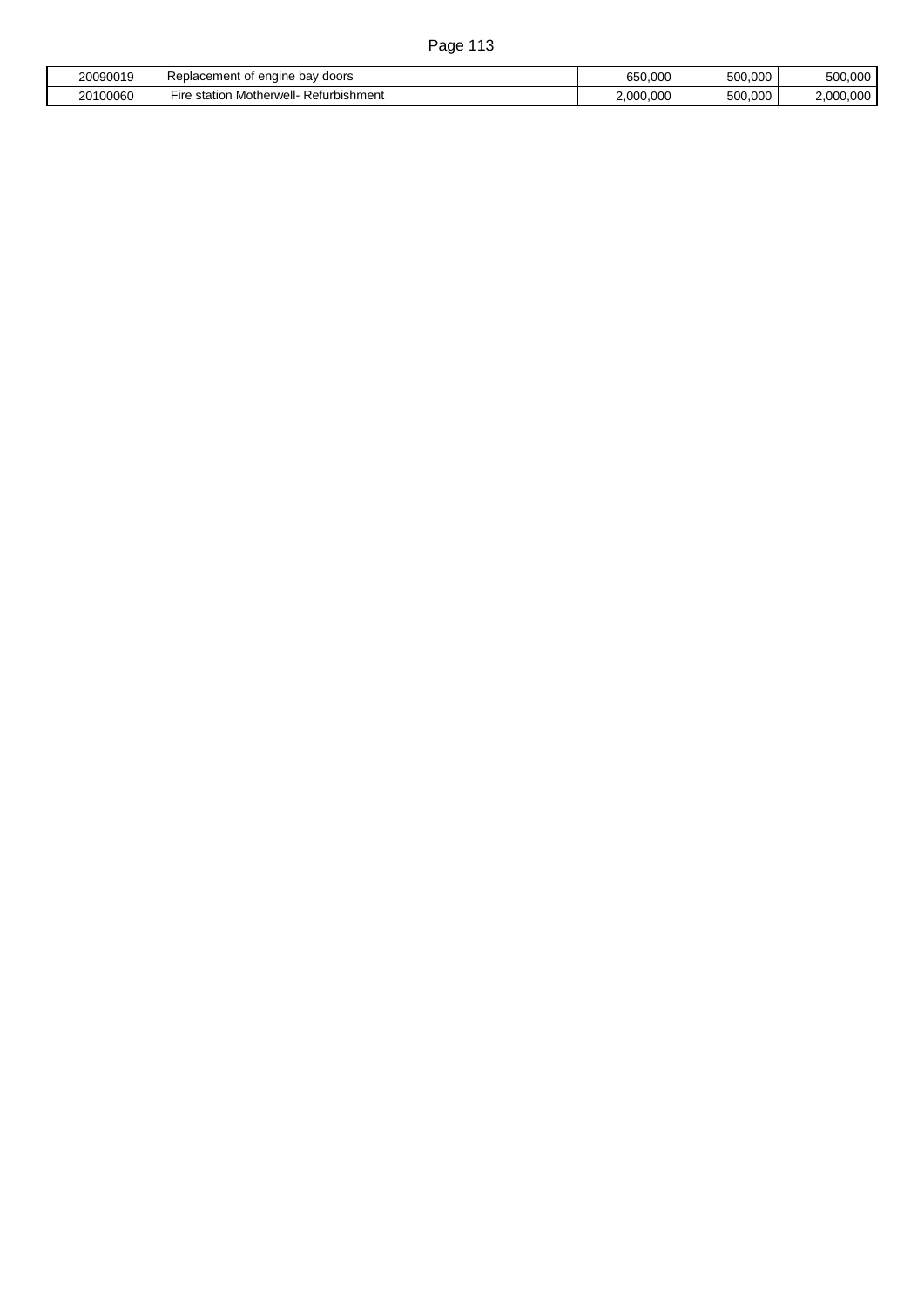| | | | | |
|---|---|---|---|---|
| 20090019 | Replacement of engine bay doors | 650,000 | 500,000 | 500,000 |
| 20100060 | Fire station Motherwell- Refurbishment | 2,000,000 | 500,000 | 2,000,000 |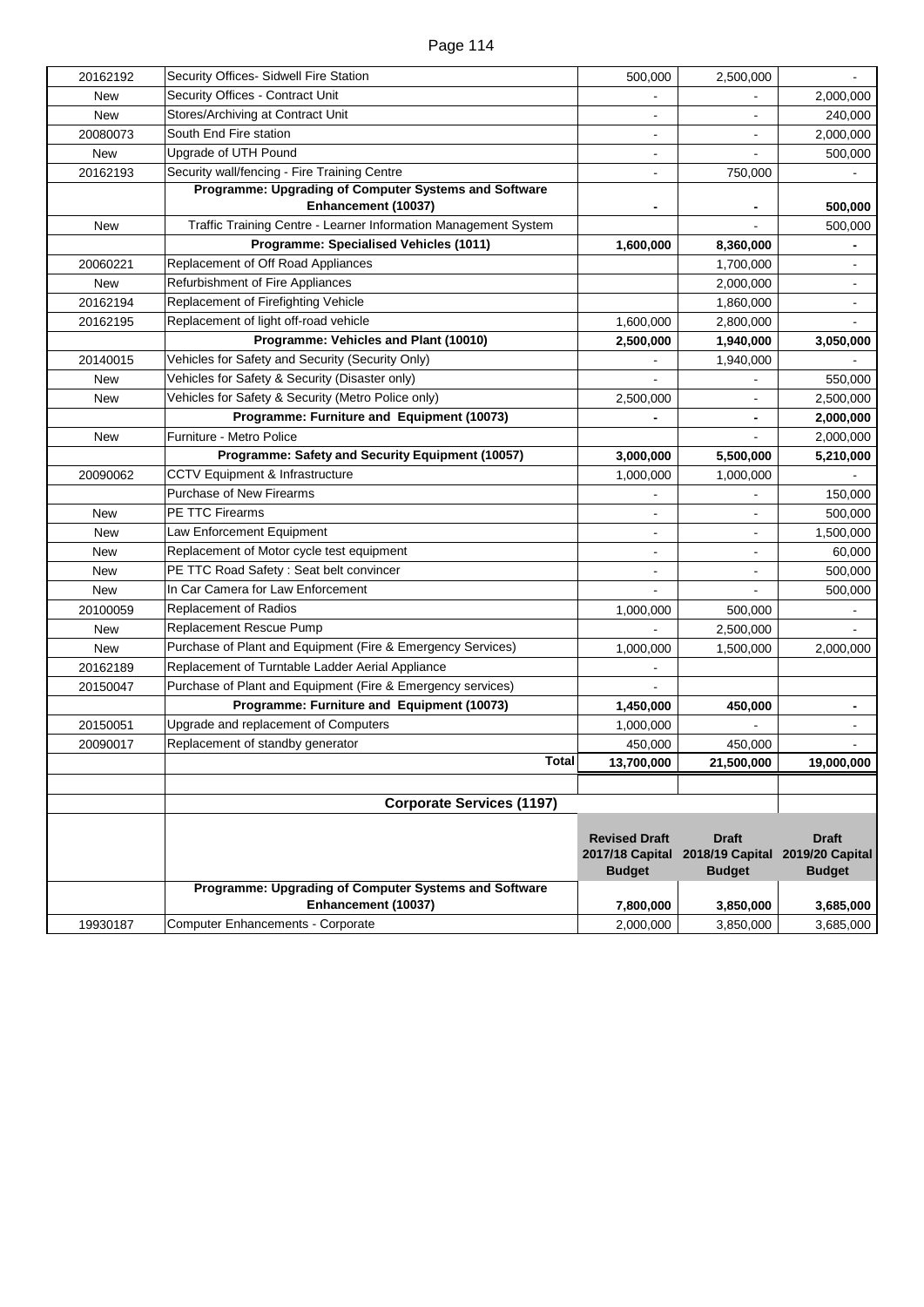| | | | | |
|---|---|---|---|---|
| 20162192 | Security Offices- Sidwell Fire Station | 500,000 | 2,500,000 | - |
| New | Security Offices - Contract Unit | - | - | 2,000,000 |
| New | Stores/Archiving at Contract Unit | - | - | 240,000 |
| 20080073 | South End Fire station | - | - | 2,000,000 |
| New | Upgrade of UTH Pound | - | - | 500,000 |
| 20162193 | Security wall/fencing - Fire Training Centre | - | 750,000 | - |
| | **Programme: Upgrading of Computer Systems and Software Enhancement (10037)** | **-** | **-** | **500,000** |
| New | Traffic Training Centre - Learner Information Management System | | - | 500,000 |
| | **Programme: Specialised Vehicles (1011)** | **1,600,000** | **8,360,000** | **-** |
| 20060221 | Replacement of Off Road Appliances | | 1,700,000 | - |
| New | Refurbishment of Fire Appliances | | 2,000,000 | - |
| 20162194 | Replacement of Firefighting Vehicle | | 1,860,000 | - |
| 20162195 | Replacement of light off-road vehicle | 1,600,000 | 2,800,000 | - |
| | **Programme: Vehicles and Plant (10010)** | **2,500,000** | **1,940,000** | **3,050,000** |
| 20140015 | Vehicles for Safety and Security (Security Only) | - | 1,940,000 | - |
| New | Vehicles for Safety & Security (Disaster only) | - | - | 550,000 |
| New | Vehicles for Safety & Security (Metro Police only) | 2,500,000 | - | 2,500,000 |
| | **Programme: Furniture and Equipment (10073)** | **-** | **-** | **2,000,000** |
| New | Furniture - Metro Police | | - | 2,000,000 |
| | **Programme: Safety and Security Equipment (10057)** | **3,000,000** | **5,500,000** | **5,210,000** |
| 20090062 | CCTV Equipment & Infrastructure | 1,000,000 | 1,000,000 | - |
| | Purchase of New Firearms | - | - | 150,000 |
| New | PE TTC Firearms | - | - | 500,000 |
| New | Law Enforcement Equipment | - | - | 1,500,000 |
| New | Replacement of Motor cycle test equipment | - | - | 60,000 |
| New | PE TTC Road Safety : Seat belt convincer | - | - | 500,000 |
| New | In Car Camera for Law Enforcement | - | - | 500,000 |
| 20100059 | Replacement of Radios | 1,000,000 | 500,000 | - |
| New | Replacement Rescue Pump | - | 2,500,000 | - |
| New | Purchase of Plant and Equipment (Fire & Emergency Services) | 1,000,000 | 1,500,000 | 2,000,000 |
| 20162189 | Replacement of Turntable Ladder Aerial Appliance | - | | |
| 20150047 | Purchase of Plant and Equipment (Fire & Emergency services) | - | | |
| | **Programme: Furniture and Equipment (10073)** | **1,450,000** | **450,000** | **-** |
| 20150051 | Upgrade and replacement of Computers | 1,000,000 | - | - |
| 20090017 | Replacement of standby generator | 450,000 | 450,000 | - |
| | **Total** | **13,700,000** | **21,500,000** | **19,000,000** |

## Corporate Services (1197)

| | | Revised Draft 2017/18 Capital Budget | Draft 2018/19 Capital Budget | Draft 2019/20 Capital Budget |
|---|---|---|---|---|
| | **Programme: Upgrading of Computer Systems and Software Enhancement (10037)** | **7,800,000** | **3,850,000** | **3,685,000** |
| 19930187 | Computer Enhancements - Corporate | 2,000,000 | 3,850,000 | 3,685,000 |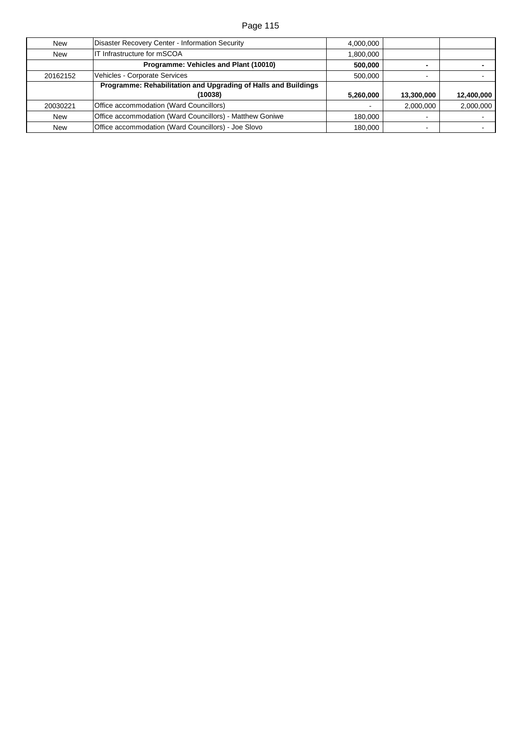| | | | | |
|---|---|---|---|---|
| New | Disaster Recovery Center - Information Security | 4,000,000 | | |
| New | IT Infrastructure for mSCOA | 1,800,000 | | |
| | **Programme: Vehicles and Plant (10010)** | **500,000** | **-** | **-** |
| 20162152 | Vehicles - Corporate Services | 500,000 | - | - |
| | **Programme: Rehabilitation and Upgrading of Halls and Buildings (10038)** | **5,260,000** | **13,300,000** | **12,400,000** |
| 20030221 | Office accommodation (Ward Councillors) | - | 2,000,000 | 2,000,000 |
| New | Office accommodation (Ward Councillors) - Matthew Goniwe | 180,000 | - | - |
| New | Office accommodation (Ward Councillors) - Joe Slovo | 180,000 | - | - |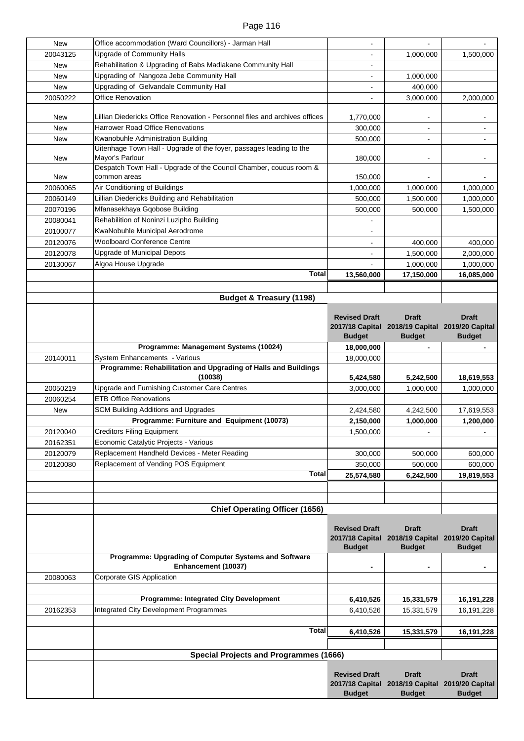| | | | | |
|---|---|---|---|---|
| New | Office accommodation (Ward Councillors) - Jarman Hall | - | - | - |
| 20043125 | Upgrade of Community Halls | - | 1,000,000 | 1,500,000 |
| New | Rehabilitation & Upgrading of Babs Madlakane Community Hall | - | | |
| New | Upgrading of Nangoza Jebe Community Hall | - | 1,000,000 | |
| New | Upgrading of Gelvandale Community Hall | - | 400,000 | |
| 20050222 | Office Renovation | - | 3,000,000 | 2,000,000 |
| New | Lillian Diedericks Office Renovation - Personnel files and archives offices | 1,770,000 | - | - |
| New | Harrower Road Office Renovations | 300,000 | - | - |
| New | Kwanobuhle Administration Building | 500,000 | - | - |
| New | Uitenhage Town Hall - Upgrade of the foyer, passages leading to the Mayor's Parlour | 180,000 | - | - |
| New | Despatch Town Hall - Upgrade of the Council Chamber, coucus room & common areas | 150,000 | - | - |
| 20060065 | Air Conditioning of Buildings | 1,000,000 | 1,000,000 | 1,000,000 |
| 20060149 | Lillian Diedericks Building and Rehabilitation | 500,000 | 1,500,000 | 1,000,000 |
| 20070196 | Mfanasekhaya Gqobose Building | 500,000 | 500,000 | 1,500,000 |
| 20080041 | Rehabilition of Noninzi Luzipho Building | - | | |
| 20100077 | KwaNobuhle Municipal Aerodrome | - | | |
| 20120076 | Woolboard Conference Centre | - | 400,000 | 400,000 |
| 20120078 | Upgrade of Municipal Depots | - | 1,500,000 | 2,000,000 |
| 20130067 | Algoa House Upgrade | - | 1,000,000 | 1,000,000 |
| | **Total** | **13,560,000** | **17,150,000** | **16,085,000** |

| | **Budget & Treasury (1198)** | | | |
|---|---|---|---|---|
| | | **Revised Draft 2017/18 Capital Budget** | **Draft 2018/19 Capital Budget** | **Draft 2019/20 Capital Budget** |
| | **Programme: Management Systems (10024)** | **18,000,000** | **-** | **-** |
| 20140011 | System Enhancements - Various | 18,000,000 | | |
| | **Programme: Rehabilitation and Upgrading of Halls and Buildings (10038)** | **5,424,580** | **5,242,500** | **18,619,553** |
| 20050219 | Upgrade and Furnishing Customer Care Centres | 3,000,000 | 1,000,000 | 1,000,000 |
| 20060254 | ETB Office Renovations | | | |
| New | SCM Building Additions and Upgrades | 2,424,580 | 4,242,500 | 17,619,553 |
| | **Programme: Furniture and Equipment (10073)** | **2,150,000** | **1,000,000** | **1,200,000** |
| 20120040 | Creditors Filing Equipment | 1,500,000 | - | - |
| 20162351 | Economic Catalytic Projects - Various | | | |
| 20120079 | Replacement Handheld Devices - Meter Reading | 300,000 | 500,000 | 600,000 |
| 20120080 | Replacement of Vending POS Equipment | 350,000 | 500,000 | 600,000 |
| | **Total** | **25,574,580** | **6,242,500** | **19,819,553** |

| | **Chief Operating Officer (1656)** | | | |
|---|---|---|---|---|
| | | **Revised Draft 2017/18 Capital Budget** | **Draft 2018/19 Capital Budget** | **Draft 2019/20 Capital Budget** |
| | **Programme: Upgrading of Computer Systems and Software Enhancement (10037)** | **-** | **-** | **-** |
| 20080063 | Corporate GIS Application | | | |
| | **Programme: Integrated City Development** | **6,410,526** | **15,331,579** | **16,191,228** |
| 20162353 | Integrated City Development Programmes | 6,410,526 | 15,331,579 | 16,191,228 |
| | **Total** | **6,410,526** | **15,331,579** | **16,191,228** |

| | **Special Projects and Programmes (1666)** | | | |
|---|---|---|---|---|
| | | **Revised Draft 2017/18 Capital Budget** | **Draft 2018/19 Capital Budget** | **Draft 2019/20 Capital Budget** |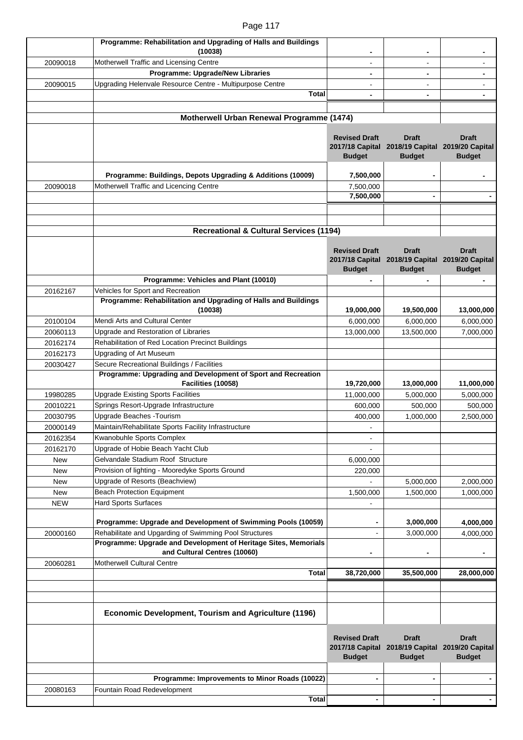| | | | | |
|---|---|---|---|---|
| | **Programme: Rehabilitation and Upgrading of Halls and Buildings (10038)** | **-** | **-** | **-** |
| 20090018 | Motherwell Traffic and Licensing Centre | - | - | - |
| | **Programme: Upgrade/New Libraries** | **-** | **-** | **-** |
| 20090015 | Upgrading Helenvale Resource Centre - Multipurpose Centre | - | - | - |
| | **Total** | **-** | **-** | **-** |

**Motherwell Urban Renewal Programme (1474)**

| | | Revised Draft 2017/18 Capital Budget | Draft 2018/19 Capital Budget | Draft 2019/20 Capital Budget |
|---|---|---|---|---|
| | **Programme: Buildings, Depots Upgrading & Additions (10009)** | **7,500,000** | **-** | **-** |
| 20090018 | Motherwell Traffic and Licencing Centre | 7,500,000 | | |
| | | **7,500,000** | **-** | **-** |

**Recreational & Cultural Services (1194)**

| | | Revised Draft 2017/18 Capital Budget | Draft 2018/19 Capital Budget | Draft 2019/20 Capital Budget |
|---|---|---|---|---|
| | **Programme: Vehicles and Plant (10010)** | **-** | **-** | **-** |
| 20162167 | Vehicles for Sport and Recreation | | | |
| | **Programme: Rehabilitation and Upgrading of Halls and Buildings (10038)** | **19,000,000** | **19,500,000** | **13,000,000** |
| 20100104 | Mendi Arts and Cultural Center | 6,000,000 | 6,000,000 | 6,000,000 |
| 20060113 | Upgrade and Restoration of Libraries | 13,000,000 | 13,500,000 | 7,000,000 |
| 20162174 | Rehabilitation of Red Location Precinct Buildings | | | |
| 20162173 | Upgrading of Art Museum | | | |
| 20030427 | Secure Recreational Buildings / Facilities | | | |
| | **Programme: Upgrading and Development of Sport and Recreation Facilities (10058)** | **19,720,000** | **13,000,000** | **11,000,000** |
| 19980285 | Upgrade Existing Sports Facilities | 11,000,000 | 5,000,000 | 5,000,000 |
| 20010221 | Springs Resort-Upgrade Infrastructure | 600,000 | 500,000 | 500,000 |
| 20030795 | Upgrade Beaches -Tourism | 400,000 | 1,000,000 | 2,500,000 |
| 20000149 | Maintain/Rehabilitate Sports Facility Infrastructure | - | | |
| 20162354 | Kwanobuhle Sports Complex | - | | |
| 20162170 | Upgrade of Hobie Beach Yacht Club | - | | |
| New | Gelvandale Stadium Roof Structure | 6,000,000 | | |
| New | Provision of lighting - Mooredyke Sports Ground | 220,000 | | |
| New | Upgrade of Resorts (Beachview) | - | 5,000,000 | 2,000,000 |
| New | Beach Protection Equipment | 1,500,000 | 1,500,000 | 1,000,000 |
| NEW | Hard Sports Surfaces | - | | |
| | **Programme: Upgrade and Development of Swimming Pools (10059)** | **-** | **3,000,000** | **4,000,000** |
| 20000160 | Rehabilitate and Upgarding of Swimming Pool Structures | - | 3,000,000 | 4,000,000 |
| | **Programme: Upgrade and Development of Heritage Sites, Memorials and Cultural Centres (10060)** | **-** | **-** | **-** |
| 20060281 | Motherwell Cultural Centre | | | |
| | **Total** | **38,720,000** | **35,500,000** | **28,000,000** |

**Economic Development, Tourism and Agriculture (1196)**

| | | Revised Draft 2017/18 Capital Budget | Draft 2018/19 Capital Budget | Draft 2019/20 Capital Budget |
|---|---|---|---|---|
| | **Programme: Improvements to Minor Roads (10022)** | **-** | **-** | **-** |
| 20080163 | Fountain Road Redevelopment | | | |
| | **Total** | **-** | **-** | **-** |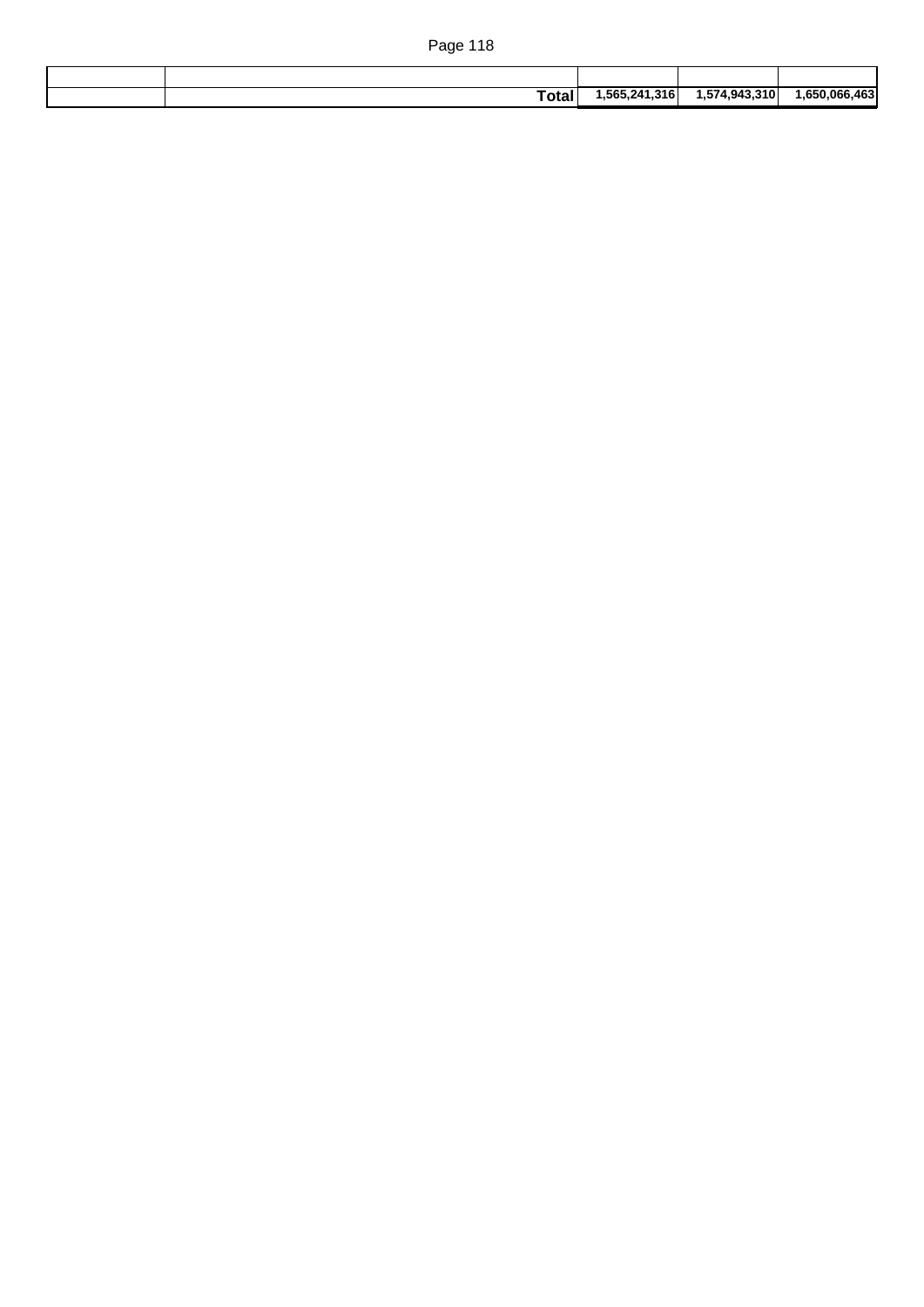| | | | | |
|---|---|---|---|---|
| | | | | |
| | **Total** | **1,565,241,316** | **1,574,943,310** | **1,650,066,463** |